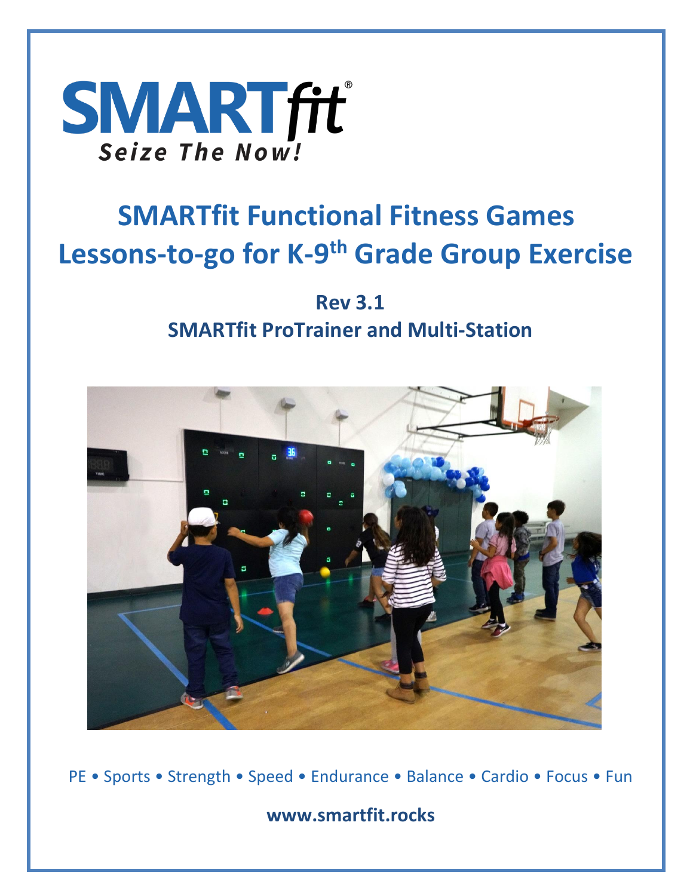# SMARTfit®

*Seize The Now!*

# SMARTfit Functional Fitness Games Lessons-to-go for K-9th Grade Group Exercise

## Rev 3.1

## SMARTfit ProTrainer and Multi-Station

PE • Sports • Strength • Speed • Endurance • Balance • Cardio • Focus • Fun

**www.smartfit.rocks**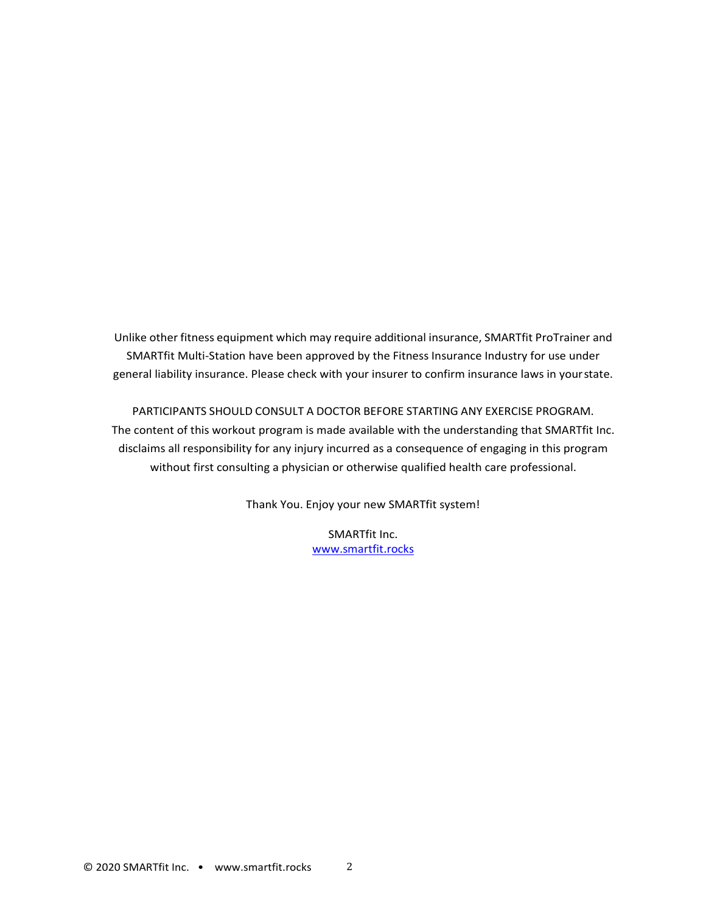Unlike other fitness equipment which may require additional insurance, SMARTfit ProTrainer and SMARTfit Multi-Station have been approved by the Fitness Insurance Industry for use under general liability insurance. Please check with your insurer to confirm insurance laws in your state.

PARTICIPANTS SHOULD CONSULT A DOCTOR BEFORE STARTING ANY EXERCISE PROGRAM. The content of this workout program is made available with the understanding that SMARTfit Inc. disclaims all responsibility for any injury incurred as a consequence of engaging in this program without first consulting a physician or otherwise qualified health care professional.

Thank You. Enjoy your new SMARTfit system!

SMARTfit Inc.
www.smartfit.rocks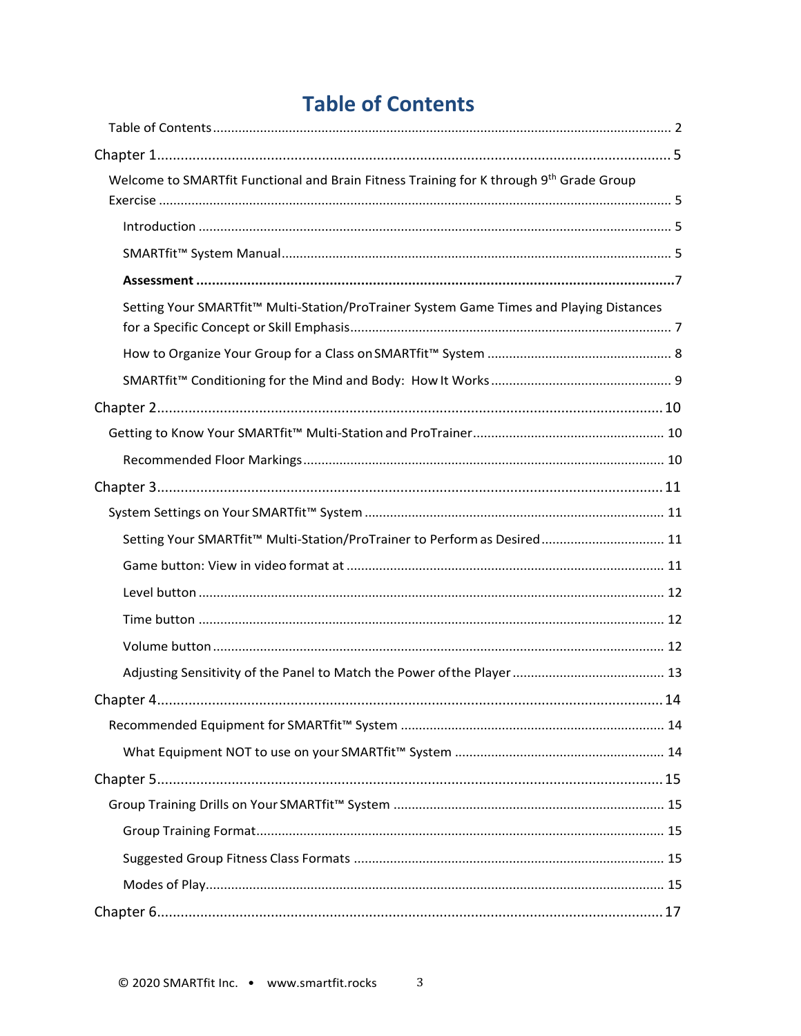# Table of Contents

Table of Contents ..... 2

Chapter 1 ..... 5

Welcome to SMARTfit Functional and Brain Fitness Training for K through 9th Grade Group Exercise ..... 5

Introduction ..... 5

SMARTfit™ System Manual ..... 5

**Assessment ..... 7**

Setting Your SMARTfit™ Multi-Station/ProTrainer System Game Times and Playing Distances for a Specific Concept or Skill Emphasis ..... 7

How to Organize Your Group for a Class on SMARTfit™ System ..... 8

SMARTfit™ Conditioning for the Mind and Body: How It Works ..... 9

Chapter 2 ..... 10

Getting to Know Your SMARTfit™ Multi-Station and ProTrainer ..... 10

Recommended Floor Markings ..... 10

Chapter 3 ..... 11

System Settings on Your SMARTfit™ System ..... 11

Setting Your SMARTfit™ Multi-Station/ProTrainer to Perform as Desired ..... 11

Game button: View in video format at ..... 11

Level button ..... 12

Time button ..... 12

Volume button ..... 12

Adjusting Sensitivity of the Panel to Match the Power of the Player ..... 13

Chapter 4 ..... 14

Recommended Equipment for SMARTfit™ System ..... 14

What Equipment NOT to use on your SMARTfit™ System ..... 14

Chapter 5 ..... 15

Group Training Drills on Your SMARTfit™ System ..... 15

Group Training Format ..... 15

Suggested Group Fitness Class Formats ..... 15

Modes of Play ..... 15

Chapter 6 ..... 17

© 2020 SMARTfit Inc. • www.smartfit.rocks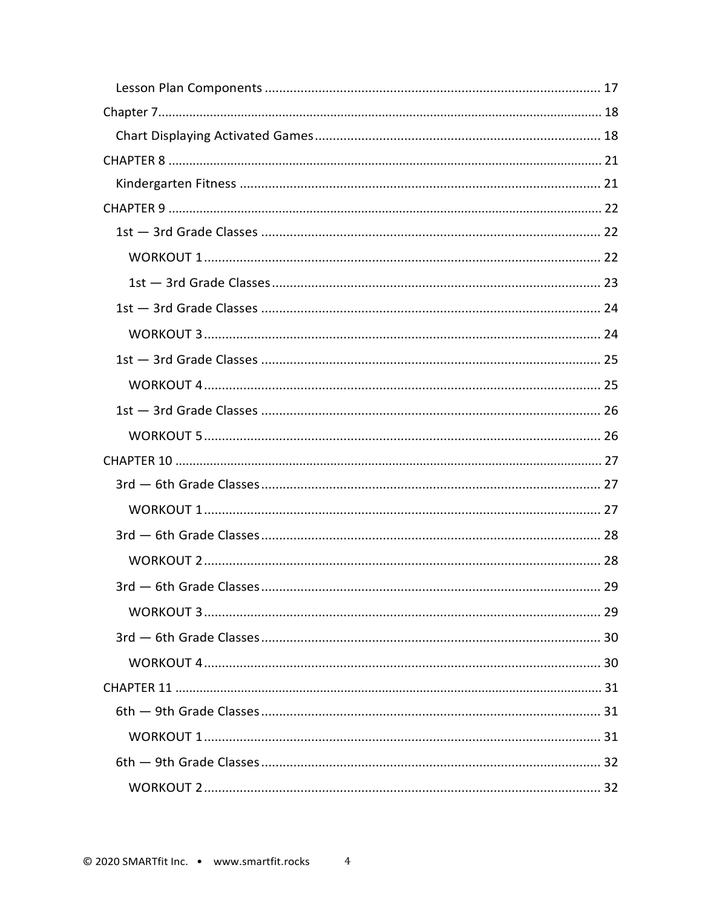- Lesson Plan Components ..... 17
- Chapter 7 ..... 18
  - Chart Displaying Activated Games ..... 18
- CHAPTER 8 ..... 21
  - Kindergarten Fitness ..... 21
- CHAPTER 9 ..... 22
  - 1st — 3rd Grade Classes ..... 22
    - WORKOUT 1 ..... 22
    - 1st — 3rd Grade Classes ..... 23
  - 1st — 3rd Grade Classes ..... 24
    - WORKOUT 3 ..... 24
  - 1st — 3rd Grade Classes ..... 25
    - WORKOUT 4 ..... 25
  - 1st — 3rd Grade Classes ..... 26
    - WORKOUT 5 ..... 26
- CHAPTER 10 ..... 27
  - 3rd — 6th Grade Classes ..... 27
    - WORKOUT 1 ..... 27
  - 3rd — 6th Grade Classes ..... 28
    - WORKOUT 2 ..... 28
  - 3rd — 6th Grade Classes ..... 29
    - WORKOUT 3 ..... 29
  - 3rd — 6th Grade Classes ..... 30
    - WORKOUT 4 ..... 30
- CHAPTER 11 ..... 31
  - 6th — 9th Grade Classes ..... 31
    - WORKOUT 1 ..... 31
  - 6th — 9th Grade Classes ..... 32
    - WORKOUT 2 ..... 32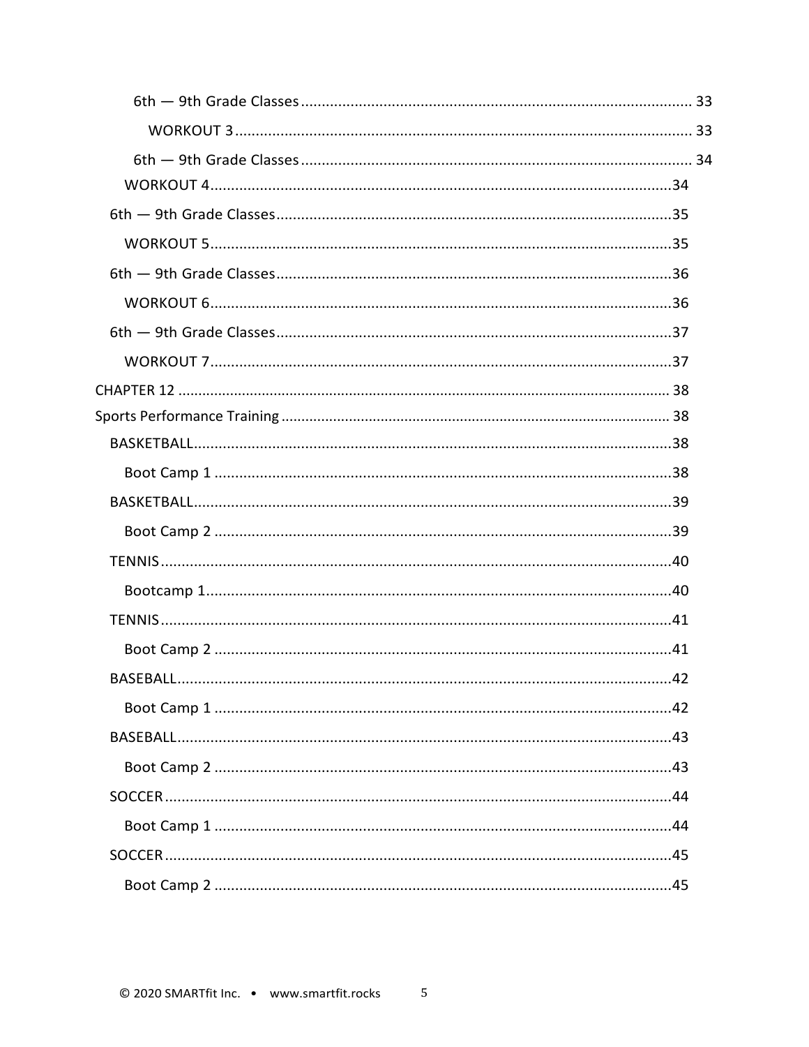- 6th — 9th Grade Classes ........ 33
  - WORKOUT 3 ........ 33
- 6th — 9th Grade Classes ........ 34
  - WORKOUT 4 ........ 34
- 6th — 9th Grade Classes ........ 35
  - WORKOUT 5 ........ 35
- 6th — 9th Grade Classes ........ 36
  - WORKOUT 6 ........ 36
- 6th — 9th Grade Classes ........ 37
  - WORKOUT 7 ........ 37

CHAPTER 12 ........ 38

Sports Performance Training ........ 38

- BASKETBALL ........ 38
  - Boot Camp 1 ........ 38
- BASKETBALL ........ 39
  - Boot Camp 2 ........ 39
- TENNIS ........ 40
  - Bootcamp 1 ........ 40
- TENNIS ........ 41
  - Boot Camp 2 ........ 41
- BASEBALL ........ 42
  - Boot Camp 1 ........ 42
- BASEBALL ........ 43
  - Boot Camp 2 ........ 43
- SOCCER ........ 44
  - Boot Camp 1 ........ 44
- SOCCER ........ 45
  - Boot Camp 2 ........ 45

© 2020 SMARTfit Inc. • www.smartfit.rocks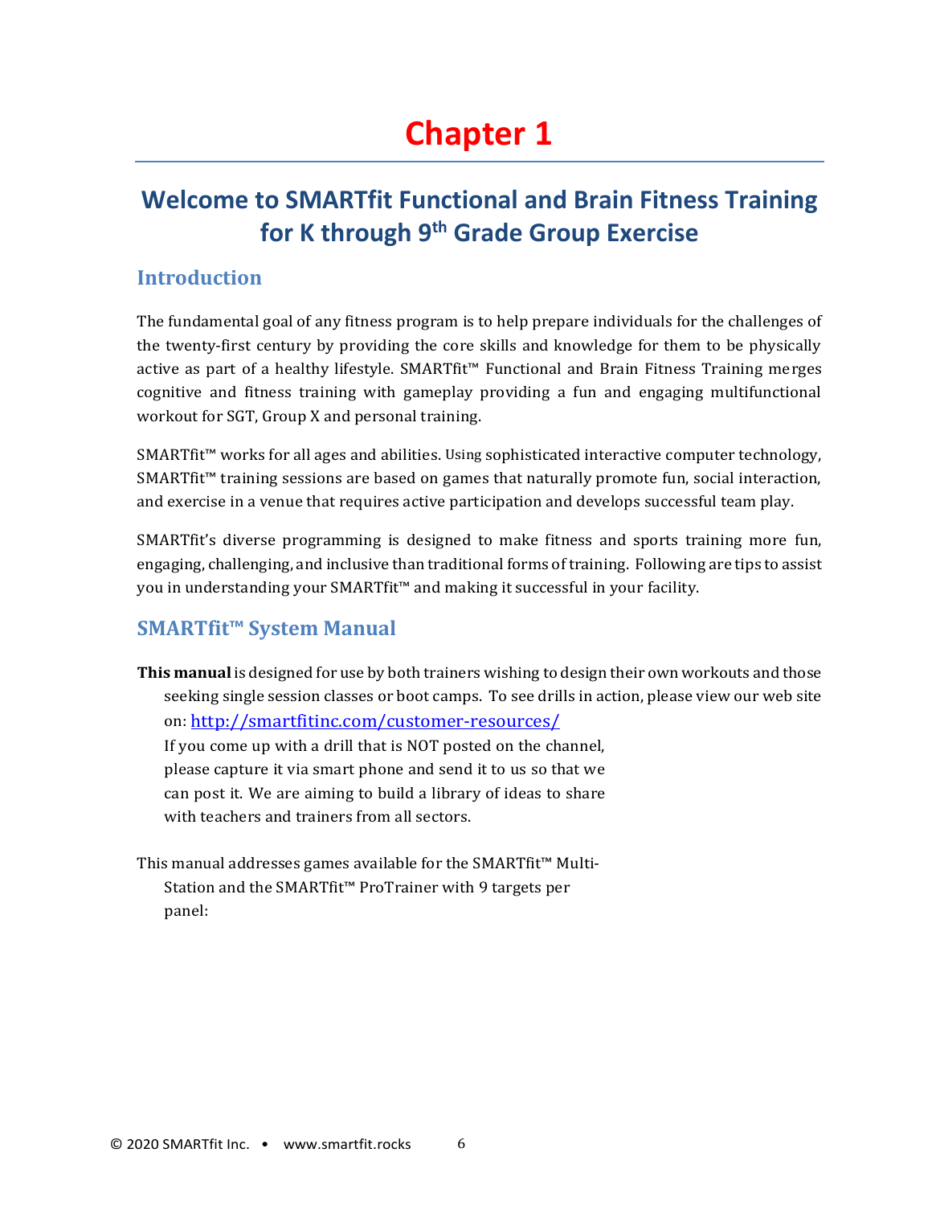# Chapter 1

## Welcome to SMARTfit Functional and Brain Fitness Training for K through 9th Grade Group Exercise

### Introduction

The fundamental goal of any fitness program is to help prepare individuals for the challenges of the twenty-first century by providing the core skills and knowledge for them to be physically active as part of a healthy lifestyle. SMARTfit™ Functional and Brain Fitness Training merges cognitive and fitness training with gameplay providing a fun and engaging multifunctional workout for SGT, Group X and personal training.

SMARTfit™ works for all ages and abilities. Using sophisticated interactive computer technology, SMARTfit™ training sessions are based on games that naturally promote fun, social interaction, and exercise in a venue that requires active participation and develops successful team play.

SMARTfit's diverse programming is designed to make fitness and sports training more fun, engaging, challenging, and inclusive than traditional forms of training. Following are tips to assist you in understanding your SMARTfit™ and making it successful in your facility.

### SMARTfit™ System Manual

**This manual** is designed for use by both trainers wishing to design their own workouts and those seeking single session classes or boot camps. To see drills in action, please view our web site on: http://smartfitinc.com/customer-resources/

If you come up with a drill that is NOT posted on the channel, please capture it via smart phone and send it to us so that we can post it. We are aiming to build a library of ideas to share with teachers and trainers from all sectors.

This manual addresses games available for the SMARTfit™ Multi-Station and the SMARTfit™ ProTrainer with 9 targets per panel: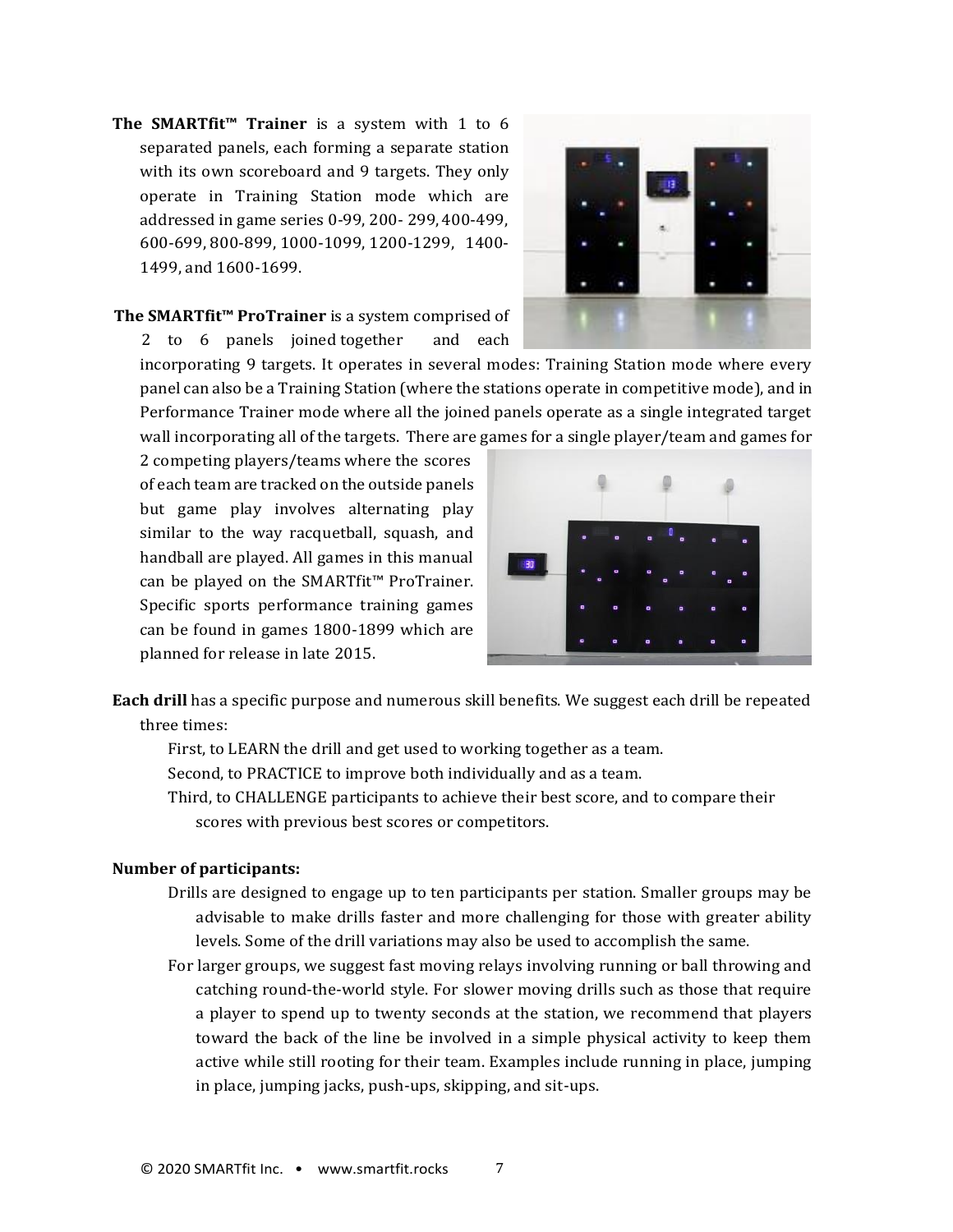**The SMARTfit™ Trainer** is a system with 1 to 6 separated panels, each forming a separate station with its own scoreboard and 9 targets. They only operate in Training Station mode which are addressed in game series 0-99, 200- 299, 400-499, 600-699, 800-899, 1000-1099, 1200-1299, 1400-1499, and 1600-1699.

**The SMARTfit™ ProTrainer** is a system comprised of 2 to 6 panels joined together and each incorporating 9 targets. It operates in several modes: Training Station mode where every panel can also be a Training Station (where the stations operate in competitive mode), and in Performance Trainer mode where all the joined panels operate as a single integrated target wall incorporating all of the targets. There are games for a single player/team and games for 2 competing players/teams where the scores of each team are tracked on the outside panels but game play involves alternating play similar to the way racquetball, squash, and handball are played. All games in this manual can be played on the SMARTfit™ ProTrainer. Specific sports performance training games can be found in games 1800-1899 which are planned for release in late 2015.

**Each drill** has a specific purpose and numerous skill benefits. We suggest each drill be repeated three times:

First, to LEARN the drill and get used to working together as a team.

Second, to PRACTICE to improve both individually and as a team.

Third, to CHALLENGE participants to achieve their best score, and to compare their scores with previous best scores or competitors.

**Number of participants:**

Drills are designed to engage up to ten participants per station. Smaller groups may be advisable to make drills faster and more challenging for those with greater ability levels. Some of the drill variations may also be used to accomplish the same.

For larger groups, we suggest fast moving relays involving running or ball throwing and catching round-the-world style. For slower moving drills such as those that require a player to spend up to twenty seconds at the station, we recommend that players toward the back of the line be involved in a simple physical activity to keep them active while still rooting for their team. Examples include running in place, jumping in place, jumping jacks, push-ups, skipping, and sit-ups.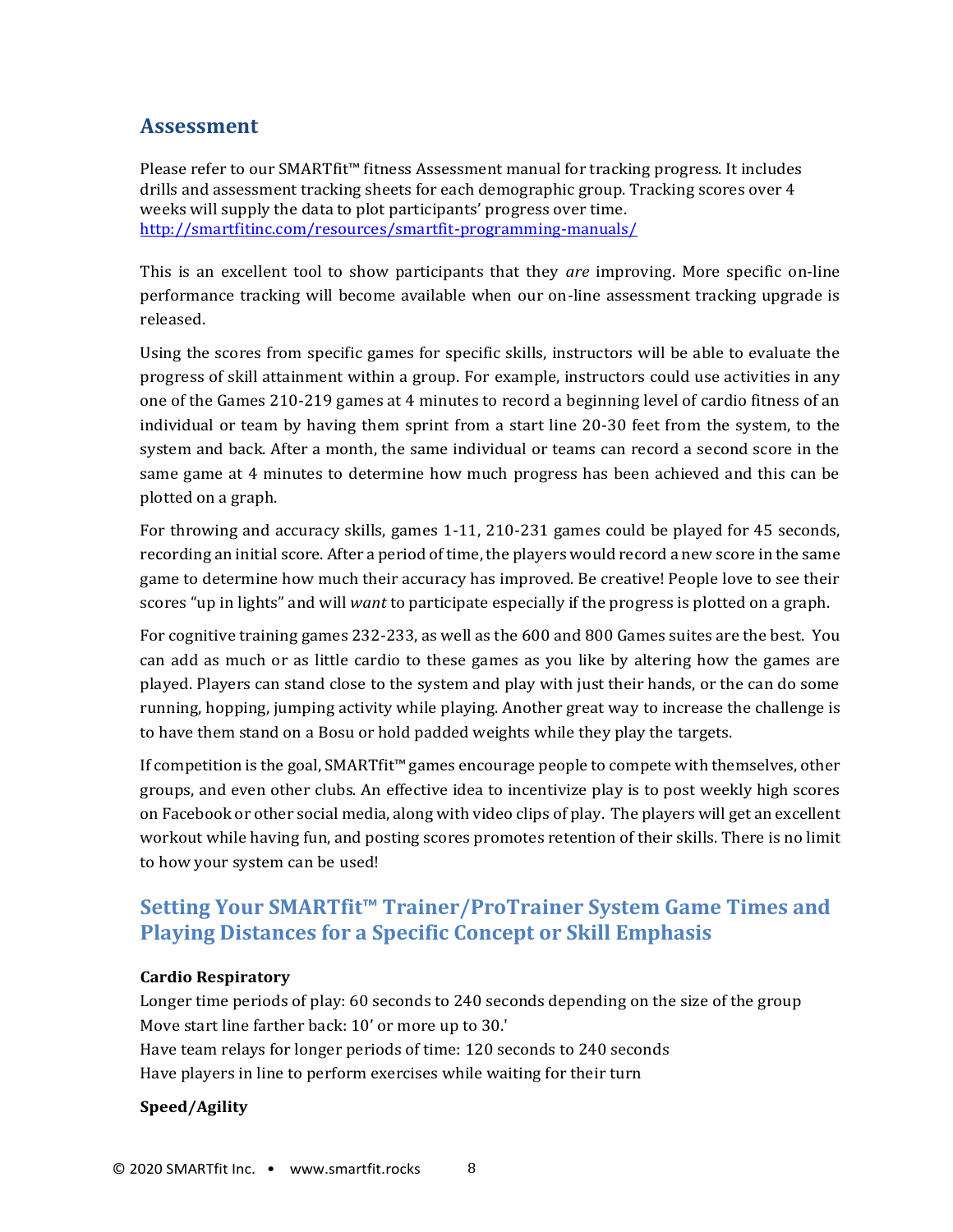## Assessment

Please refer to our SMARTfit™ fitness Assessment manual for tracking progress. It includes drills and assessment tracking sheets for each demographic group. Tracking scores over 4 weeks will supply the data to plot participants' progress over time.
http://smartfitinc.com/resources/smartfit-programming-manuals/

This is an excellent tool to show participants that they *are* improving. More specific on-line performance tracking will become available when our on-line assessment tracking upgrade is released.

Using the scores from specific games for specific skills, instructors will be able to evaluate the progress of skill attainment within a group. For example, instructors could use activities in any one of the Games 210-219 games at 4 minutes to record a beginning level of cardio fitness of an individual or team by having them sprint from a start line 20-30 feet from the system, to the system and back. After a month, the same individual or teams can record a second score in the same game at 4 minutes to determine how much progress has been achieved and this can be plotted on a graph.

For throwing and accuracy skills, games 1-11, 210-231 games could be played for 45 seconds, recording an initial score. After a period of time, the players would record a new score in the same game to determine how much their accuracy has improved. Be creative! People love to see their scores "up in lights" and will *want* to participate especially if the progress is plotted on a graph.

For cognitive training games 232-233, as well as the 600 and 800 Games suites are the best. You can add as much or as little cardio to these games as you like by altering how the games are played. Players can stand close to the system and play with just their hands, or the can do some running, hopping, jumping activity while playing. Another great way to increase the challenge is to have them stand on a Bosu or hold padded weights while they play the targets.

If competition is the goal, SMARTfit™ games encourage people to compete with themselves, other groups, and even other clubs. An effective idea to incentivize play is to post weekly high scores on Facebook or other social media, along with video clips of play. The players will get an excellent workout while having fun, and posting scores promotes retention of their skills. There is no limit to how your system can be used!

## Setting Your SMARTfit™ Trainer/ProTrainer System Game Times and Playing Distances for a Specific Concept or Skill Emphasis

**Cardio Respiratory**

Longer time periods of play: 60 seconds to 240 seconds depending on the size of the group
Move start line farther back: 10' or more up to 30.'
Have team relays for longer periods of time: 120 seconds to 240 seconds
Have players in line to perform exercises while waiting for their turn

**Speed/Agility**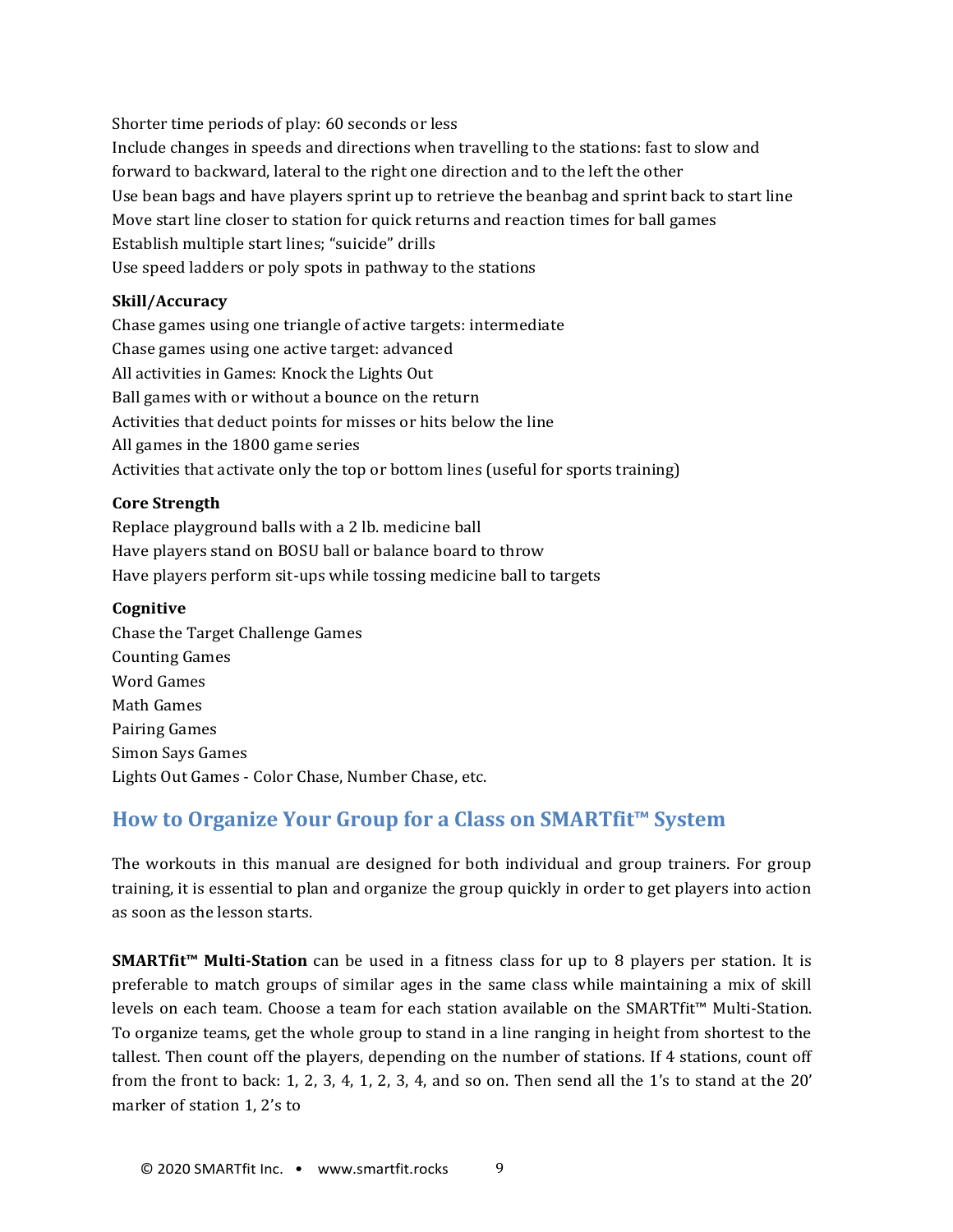Shorter time periods of play: 60 seconds or less
Include changes in speeds and directions when travelling to the stations: fast to slow and forward to backward, lateral to the right one direction and to the left the other
Use bean bags and have players sprint up to retrieve the beanbag and sprint back to start line
Move start line closer to station for quick returns and reaction times for ball games
Establish multiple start lines; "suicide" drills
Use speed ladders or poly spots in pathway to the stations

**Skill/Accuracy**

Chase games using one triangle of active targets: intermediate
Chase games using one active target: advanced
All activities in Games: Knock the Lights Out
Ball games with or without a bounce on the return
Activities that deduct points for misses or hits below the line
All games in the 1800 game series
Activities that activate only the top or bottom lines (useful for sports training)

**Core Strength**

Replace playground balls with a 2 lb. medicine ball
Have players stand on BOSU ball or balance board to throw
Have players perform sit-ups while tossing medicine ball to targets

**Cognitive**

Chase the Target Challenge Games
Counting Games
Word Games
Math Games
Pairing Games
Simon Says Games
Lights Out Games - Color Chase, Number Chase, etc.

## How to Organize Your Group for a Class on SMARTfit™ System

The workouts in this manual are designed for both individual and group trainers. For group training, it is essential to plan and organize the group quickly in order to get players into action as soon as the lesson starts.

**SMARTfit™ Multi-Station** can be used in a fitness class for up to 8 players per station. It is preferable to match groups of similar ages in the same class while maintaining a mix of skill levels on each team. Choose a team for each station available on the SMARTfit™ Multi-Station. To organize teams, get the whole group to stand in a line ranging in height from shortest to the tallest. Then count off the players, depending on the number of stations. If 4 stations, count off from the front to back: 1, 2, 3, 4, 1, 2, 3, 4, and so on. Then send all the 1's to stand at the 20' marker of station 1, 2's to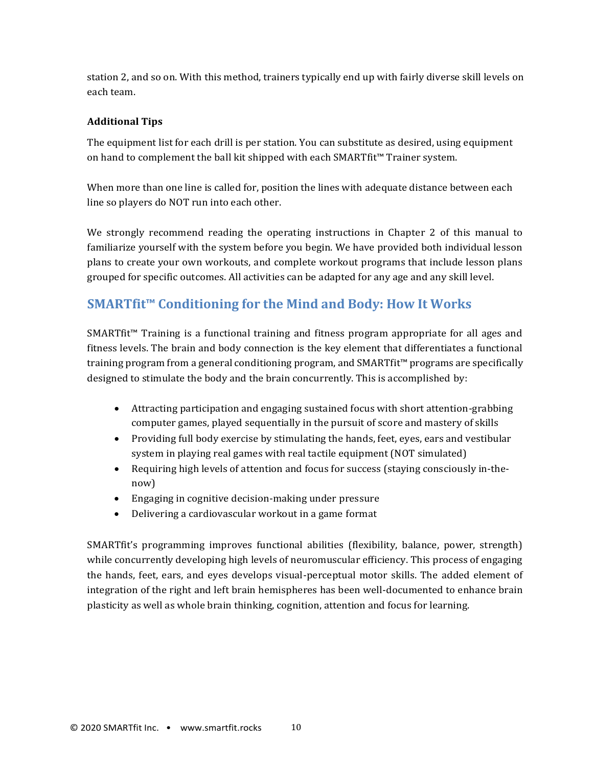station 2, and so on. With this method, trainers typically end up with fairly diverse skill levels on each team.

**Additional Tips**

The equipment list for each drill is per station. You can substitute as desired, using equipment on hand to complement the ball kit shipped with each SMARTfit™ Trainer system.

When more than one line is called for, position the lines with adequate distance between each line so players do NOT run into each other.

We strongly recommend reading the operating instructions in Chapter 2 of this manual to familiarize yourself with the system before you begin. We have provided both individual lesson plans to create your own workouts, and complete workout programs that include lesson plans grouped for specific outcomes. All activities can be adapted for any age and any skill level.

## SMARTfit™ Conditioning for the Mind and Body: How It Works

SMARTfit™ Training is a functional training and fitness program appropriate for all ages and fitness levels. The brain and body connection is the key element that differentiates a functional training program from a general conditioning program, and SMARTfit™ programs are specifically designed to stimulate the body and the brain concurrently. This is accomplished by:

- Attracting participation and engaging sustained focus with short attention-grabbing computer games, played sequentially in the pursuit of score and mastery of skills
- Providing full body exercise by stimulating the hands, feet, eyes, ears and vestibular system in playing real games with real tactile equipment (NOT simulated)
- Requiring high levels of attention and focus for success (staying consciously in-the-now)
- Engaging in cognitive decision-making under pressure
- Delivering a cardiovascular workout in a game format

SMARTfit's programming improves functional abilities (flexibility, balance, power, strength) while concurrently developing high levels of neuromuscular efficiency. This process of engaging the hands, feet, ears, and eyes develops visual-perceptual motor skills. The added element of integration of the right and left brain hemispheres has been well-documented to enhance brain plasticity as well as whole brain thinking, cognition, attention and focus for learning.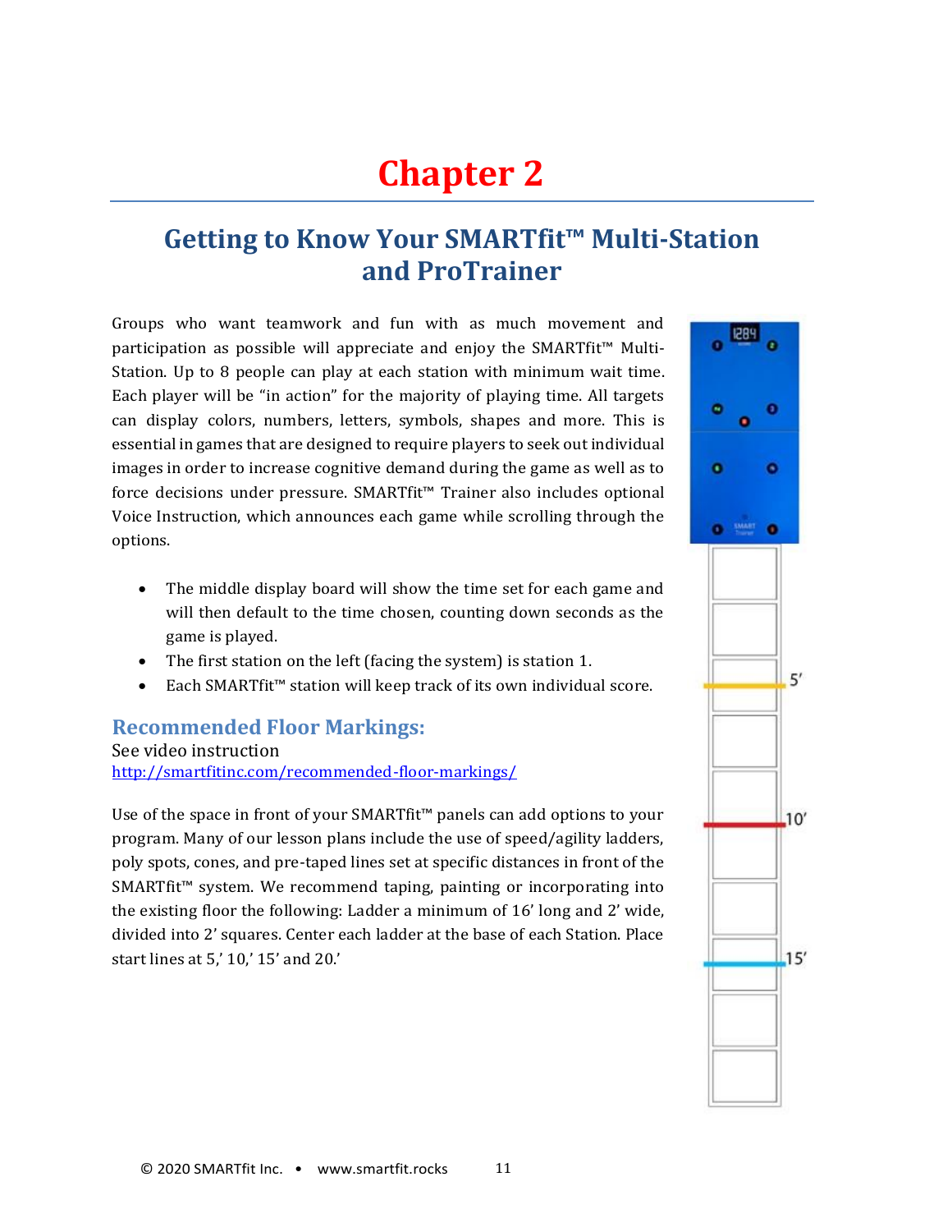# Chapter 2

## Getting to Know Your SMARTfit™ Multi-Station and ProTrainer

Groups who want teamwork and fun with as much movement and participation as possible will appreciate and enjoy the SMARTfit™ Multi-Station. Up to 8 people can play at each station with minimum wait time. Each player will be "in action" for the majority of playing time. All targets can display colors, numbers, letters, symbols, shapes and more. This is essential in games that are designed to require players to seek out individual images in order to increase cognitive demand during the game as well as to force decisions under pressure. SMARTfit™ Trainer also includes optional Voice Instruction, which announces each game while scrolling through the options.

- The middle display board will show the time set for each game and will then default to the time chosen, counting down seconds as the game is played.
- The first station on the left (facing the system) is station 1.
- Each SMARTfit™ station will keep track of its own individual score.

### Recommended Floor Markings:

See video instruction
http://smartfitinc.com/recommended-floor-markings/

Use of the space in front of your SMARTfit™ panels can add options to your program. Many of our lesson plans include the use of speed/agility ladders, poly spots, cones, and pre-taped lines set at specific distances in front of the SMARTfit™ system. We recommend taping, painting or incorporating into the existing floor the following: Ladder a minimum of 16' long and 2' wide, divided into 2' squares. Center each ladder at the base of each Station. Place start lines at 5,' 10,' 15' and 20.'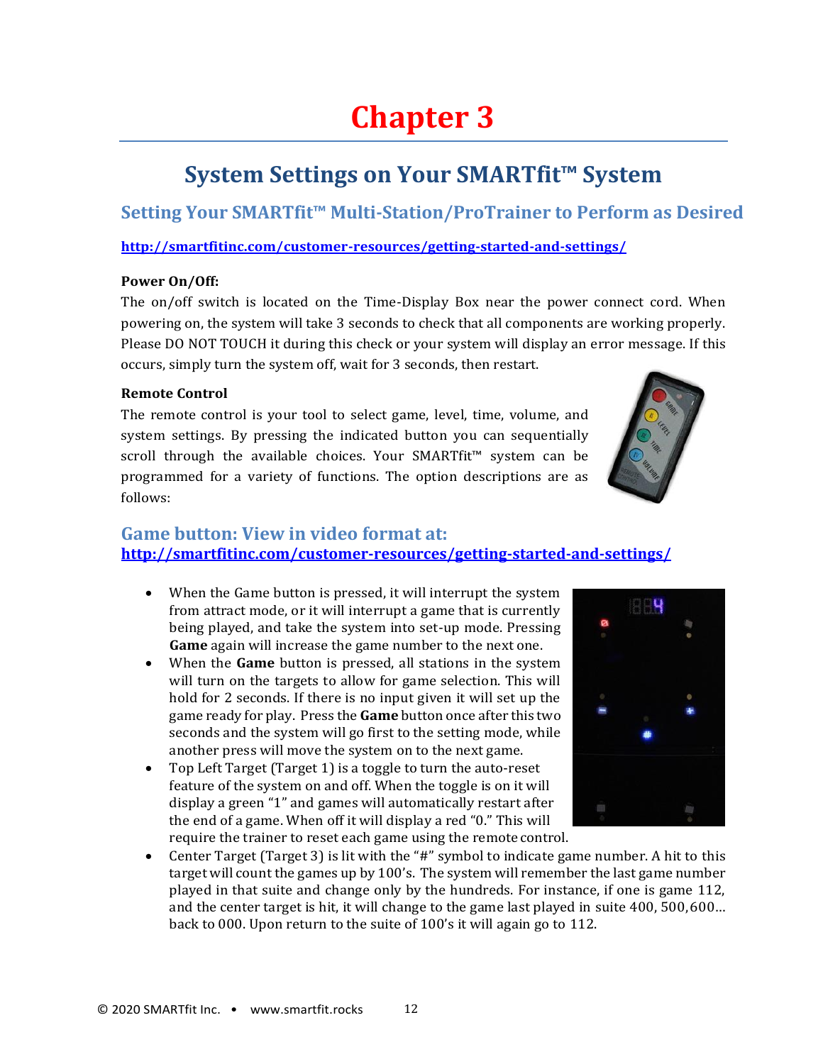# Chapter 3

## System Settings on Your SMARTfit™ System

### Setting Your SMARTfit™ Multi-Station/ProTrainer to Perform as Desired

**http://smartfitinc.com/customer-resources/getting-started-and-settings/**

**Power On/Off:**
The on/off switch is located on the Time-Display Box near the power connect cord. When powering on, the system will take 3 seconds to check that all components are working properly. Please DO NOT TOUCH it during this check or your system will display an error message. If this occurs, simply turn the system off, wait for 3 seconds, then restart.

**Remote Control**
The remote control is your tool to select game, level, time, volume, and system settings. By pressing the indicated button you can sequentially scroll through the available choices. Your SMARTfit™ system can be programmed for a variety of functions. The option descriptions are as follows:

### Game button: View in video format at: http://smartfitinc.com/customer-resources/getting-started-and-settings/

- When the Game button is pressed, it will interrupt the system from attract mode, or it will interrupt a game that is currently being played, and take the system into set-up mode. Pressing **Game** again will increase the game number to the next one.
- When the **Game** button is pressed, all stations in the system will turn on the targets to allow for game selection. This will hold for 2 seconds. If there is no input given it will set up the game ready for play. Press the **Game** button once after this two seconds and the system will go first to the setting mode, while another press will move the system on to the next game.
- Top Left Target (Target 1) is a toggle to turn the auto-reset feature of the system on and off. When the toggle is on it will display a green "1" and games will automatically restart after the end of a game. When off it will display a red "0." This will require the trainer to reset each game using the remote control.
- Center Target (Target 3) is lit with the "#" symbol to indicate game number. A hit to this target will count the games up by 100's. The system will remember the last game number played in that suite and change only by the hundreds. For instance, if one is game 112, and the center target is hit, it will change to the game last played in suite 400, 500, 600… back to 000. Upon return to the suite of 100's it will again go to 112.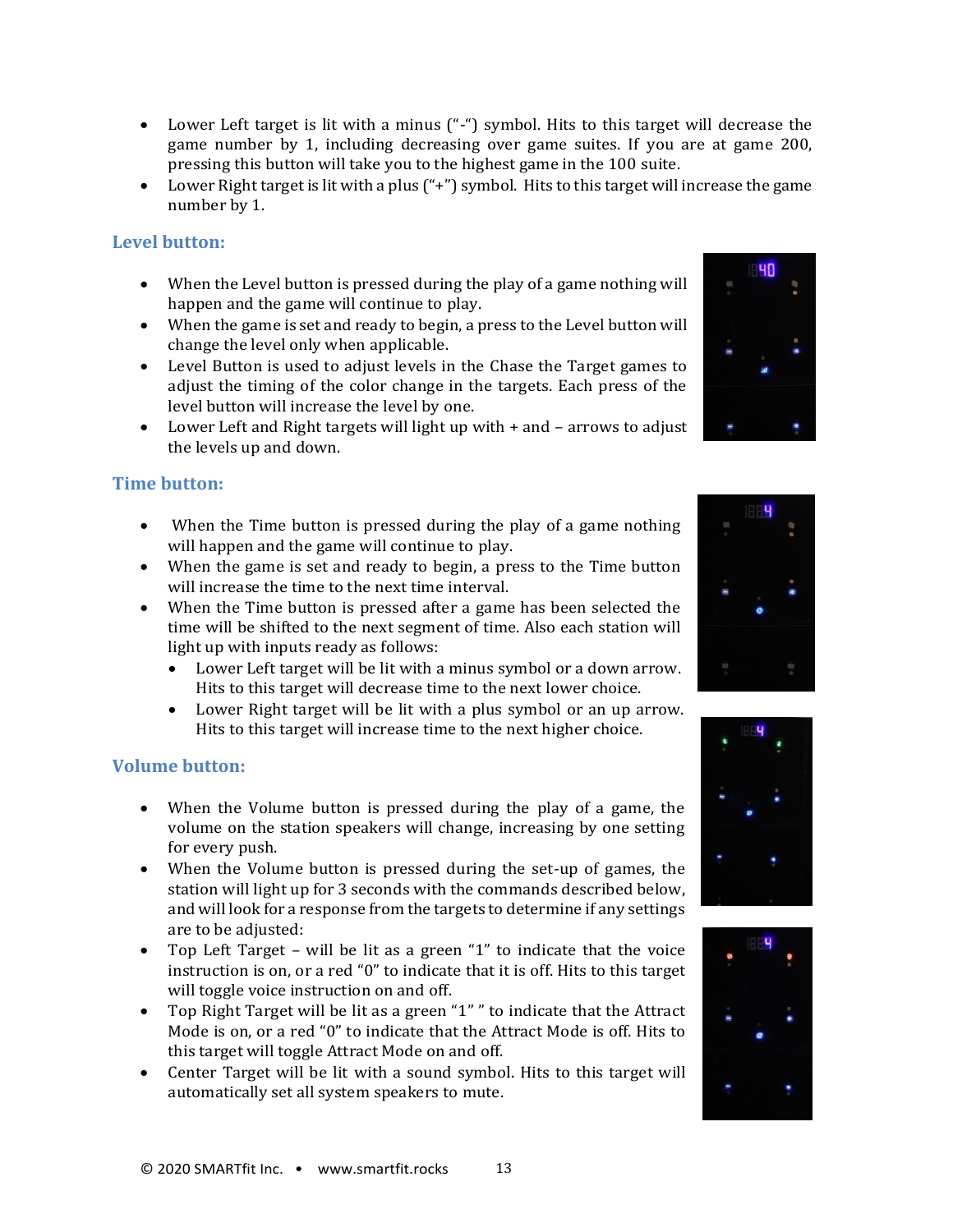- Lower Left target is lit with a minus ("-") symbol. Hits to this target will decrease the game number by 1, including decreasing over game suites. If you are at game 200, pressing this button will take you to the highest game in the 100 suite.
- Lower Right target is lit with a plus ("+") symbol. Hits to this target will increase the game number by 1.

### Level button:

- When the Level button is pressed during the play of a game nothing will happen and the game will continue to play.
- When the game is set and ready to begin, a press to the Level button will change the level only when applicable.
- Level Button is used to adjust levels in the Chase the Target games to adjust the timing of the color change in the targets. Each press of the level button will increase the level by one.
- Lower Left and Right targets will light up with + and – arrows to adjust the levels up and down.

### Time button:

- When the Time button is pressed during the play of a game nothing will happen and the game will continue to play.
- When the game is set and ready to begin, a press to the Time button will increase the time to the next time interval.
- When the Time button is pressed after a game has been selected the time will be shifted to the next segment of time. Also each station will light up with inputs ready as follows:
  - Lower Left target will be lit with a minus symbol or a down arrow. Hits to this target will decrease time to the next lower choice.
  - Lower Right target will be lit with a plus symbol or an up arrow. Hits to this target will increase time to the next higher choice.

### Volume button:

- When the Volume button is pressed during the play of a game, the volume on the station speakers will change, increasing by one setting for every push.
- When the Volume button is pressed during the set-up of games, the station will light up for 3 seconds with the commands described below, and will look for a response from the targets to determine if any settings are to be adjusted:
- Top Left Target – will be lit as a green "1" to indicate that the voice instruction is on, or a red "0" to indicate that it is off. Hits to this target will toggle voice instruction on and off.
- Top Right Target will be lit as a green "1" " to indicate that the Attract Mode is on, or a red "0" to indicate that the Attract Mode is off. Hits to this target will toggle Attract Mode on and off.
- Center Target will be lit with a sound symbol. Hits to this target will automatically set all system speakers to mute.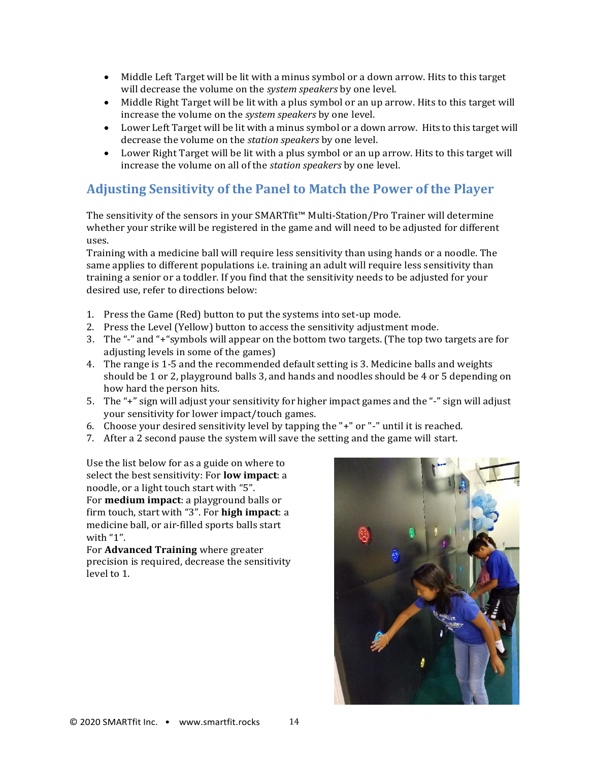- Middle Left Target will be lit with a minus symbol or a down arrow. Hits to this target will decrease the volume on the *system speakers* by one level.
- Middle Right Target will be lit with a plus symbol or an up arrow. Hits to this target will increase the volume on the *system speakers* by one level.
- Lower Left Target will be lit with a minus symbol or a down arrow. Hits to this target will decrease the volume on the *station speakers* by one level.
- Lower Right Target will be lit with a plus symbol or an up arrow. Hits to this target will increase the volume on all of the *station speakers* by one level.

## Adjusting Sensitivity of the Panel to Match the Power of the Player

The sensitivity of the sensors in your SMARTfit™ Multi-Station/Pro Trainer will determine whether your strike will be registered in the game and will need to be adjusted for different uses.

Training with a medicine ball will require less sensitivity than using hands or a noodle. The same applies to different populations i.e. training an adult will require less sensitivity than training a senior or a toddler. If you find that the sensitivity needs to be adjusted for your desired use, refer to directions below:

1. Press the Game (Red) button to put the systems into set-up mode.
2. Press the Level (Yellow) button to access the sensitivity adjustment mode.
3. The "-" and "+"symbols will appear on the bottom two targets. (The top two targets are for adjusting levels in some of the games)
4. The range is 1-5 and the recommended default setting is 3. Medicine balls and weights should be 1 or 2, playground balls 3, and hands and noodles should be 4 or 5 depending on how hard the person hits.
5. The "+" sign will adjust your sensitivity for higher impact games and the "-" sign will adjust your sensitivity for lower impact/touch games.
6. Choose your desired sensitivity level by tapping the "+" or "-" until it is reached.
7. After a 2 second pause the system will save the setting and the game will start.

Use the list below for as a guide on where to select the best sensitivity: For **low impact**: a noodle, or a light touch start with "5".
For **medium impact**: a playground balls or firm touch, start with "3". For **high impact**: a medicine ball, or air-filled sports balls start with "1".
For **Advanced Training** where greater precision is required, decrease the sensitivity level to 1.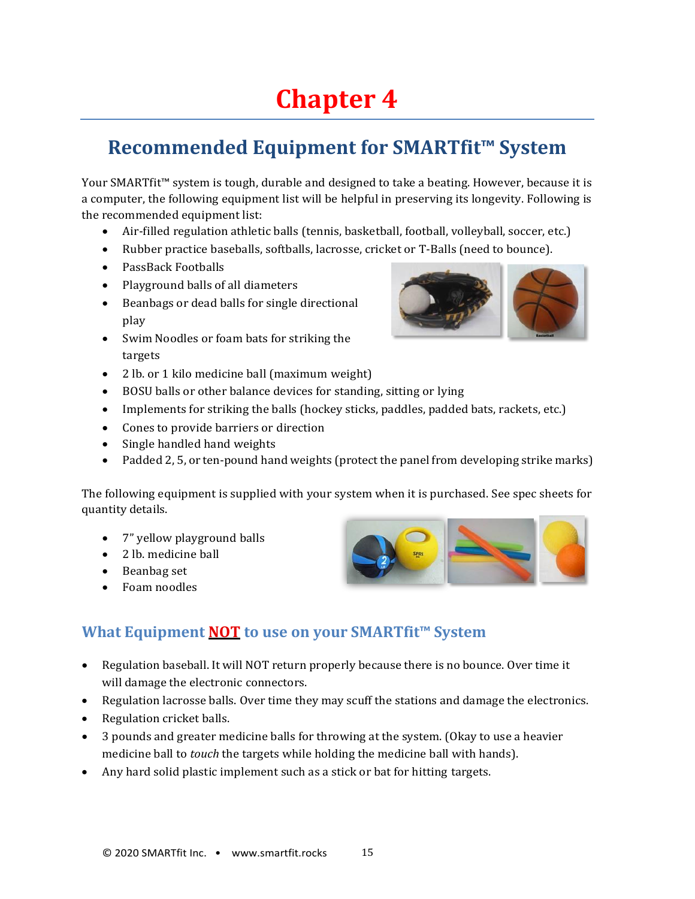# Chapter 4

## Recommended Equipment for SMARTfit™ System

Your SMARTfit™ system is tough, durable and designed to take a beating. However, because it is a computer, the following equipment list will be helpful in preserving its longevity. Following is the recommended equipment list:

- Air-filled regulation athletic balls (tennis, basketball, football, volleyball, soccer, etc.)
- Rubber practice baseballs, softballs, lacrosse, cricket or T-Balls (need to bounce).
- PassBack Footballs
- Playground balls of all diameters
- Beanbags or dead balls for single directional play
- Swim Noodles or foam bats for striking the targets
- 2 lb. or 1 kilo medicine ball (maximum weight)
- BOSU balls or other balance devices for standing, sitting or lying
- Implements for striking the balls (hockey sticks, paddles, padded bats, rackets, etc.)
- Cones to provide barriers or direction
- Single handled hand weights
- Padded 2, 5, or ten-pound hand weights (protect the panel from developing strike marks)

The following equipment is supplied with your system when it is purchased. See spec sheets for quantity details.

- 7" yellow playground balls
- 2 lb. medicine ball
- Beanbag set
- Foam noodles

### What Equipment **NOT** to use on your SMARTfit™ System

- Regulation baseball. It will NOT return properly because there is no bounce. Over time it will damage the electronic connectors.
- Regulation lacrosse balls. Over time they may scuff the stations and damage the electronics.
- Regulation cricket balls.
- 3 pounds and greater medicine balls for throwing at the system. (Okay to use a heavier medicine ball to *touch* the targets while holding the medicine ball with hands).
- Any hard solid plastic implement such as a stick or bat for hitting targets.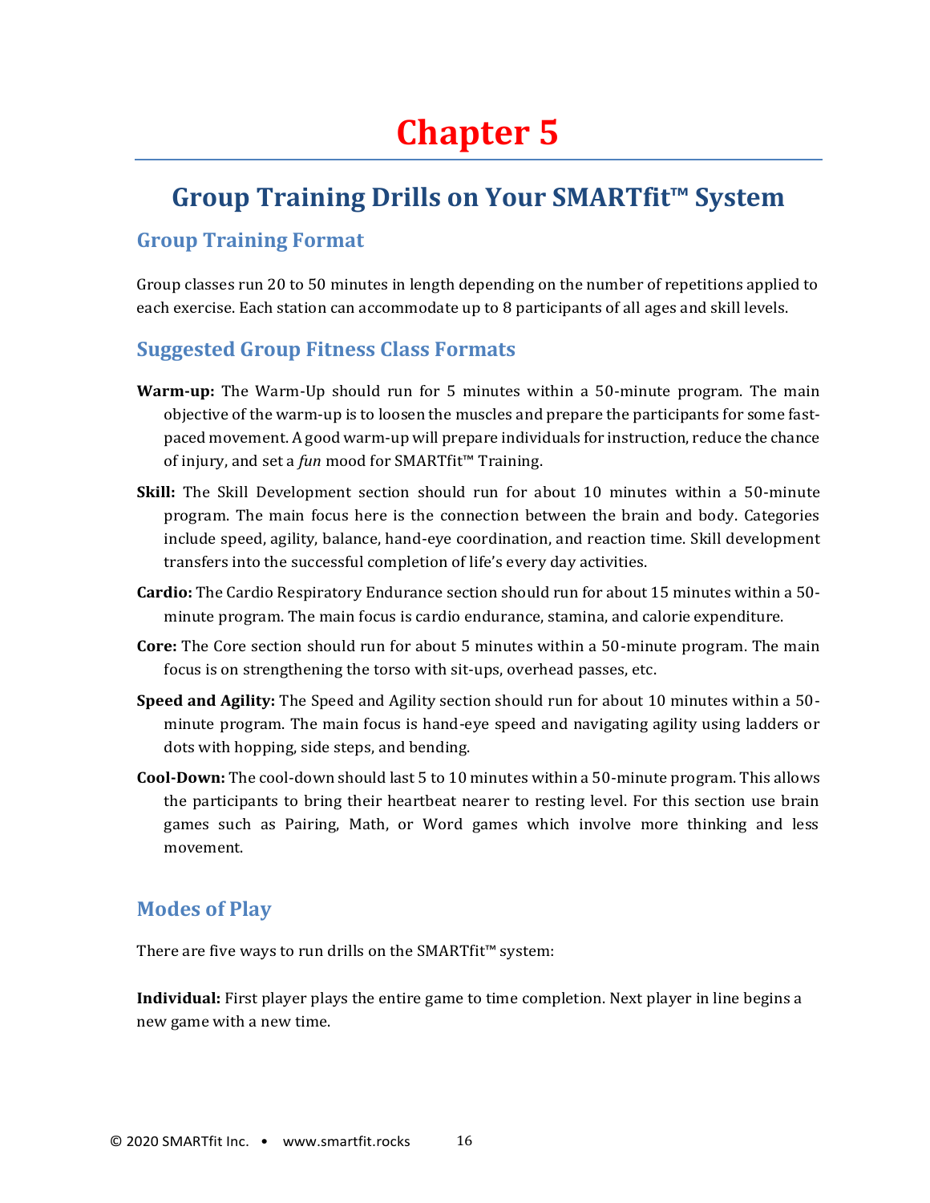# Chapter 5

## Group Training Drills on Your SMARTfit™ System

### Group Training Format

Group classes run 20 to 50 minutes in length depending on the number of repetitions applied to each exercise. Each station can accommodate up to 8 participants of all ages and skill levels.

### Suggested Group Fitness Class Formats

**Warm-up:** The Warm-Up should run for 5 minutes within a 50-minute program. The main objective of the warm-up is to loosen the muscles and prepare the participants for some fast-paced movement. A good warm-up will prepare individuals for instruction, reduce the chance of injury, and set a *fun* mood for SMARTfit™ Training.

**Skill:** The Skill Development section should run for about 10 minutes within a 50-minute program. The main focus here is the connection between the brain and body. Categories include speed, agility, balance, hand-eye coordination, and reaction time. Skill development transfers into the successful completion of life's every day activities.

**Cardio:** The Cardio Respiratory Endurance section should run for about 15 minutes within a 50-minute program. The main focus is cardio endurance, stamina, and calorie expenditure.

**Core:** The Core section should run for about 5 minutes within a 50-minute program. The main focus is on strengthening the torso with sit-ups, overhead passes, etc.

**Speed and Agility:** The Speed and Agility section should run for about 10 minutes within a 50-minute program. The main focus is hand-eye speed and navigating agility using ladders or dots with hopping, side steps, and bending.

**Cool-Down:** The cool-down should last 5 to 10 minutes within a 50-minute program. This allows the participants to bring their heartbeat nearer to resting level. For this section use brain games such as Pairing, Math, or Word games which involve more thinking and less movement.

### Modes of Play

There are five ways to run drills on the SMARTfit™ system:

**Individual:** First player plays the entire game to time completion. Next player in line begins a new game with a new time.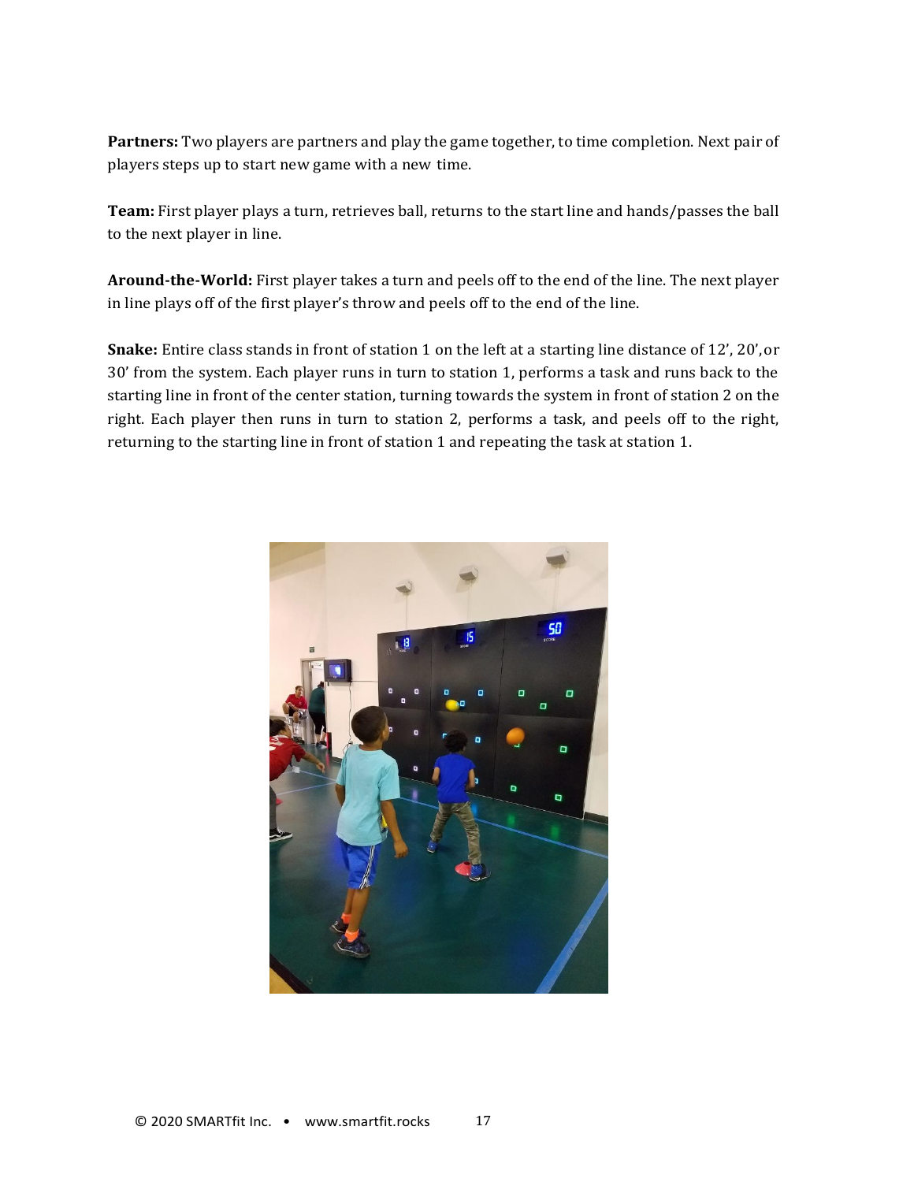**Partners:** Two players are partners and play the game together, to time completion. Next pair of players steps up to start new game with a new time.

**Team:** First player plays a turn, retrieves ball, returns to the start line and hands/passes the ball to the next player in line.

**Around-the-World:** First player takes a turn and peels off to the end of the line. The next player in line plays off of the first player's throw and peels off to the end of the line.

**Snake:** Entire class stands in front of station 1 on the left at a starting line distance of 12', 20', or 30' from the system. Each player runs in turn to station 1, performs a task and runs back to the starting line in front of the center station, turning towards the system in front of station 2 on the right. Each player then runs in turn to station 2, performs a task, and peels off to the right, returning to the starting line in front of station 1 and repeating the task at station 1.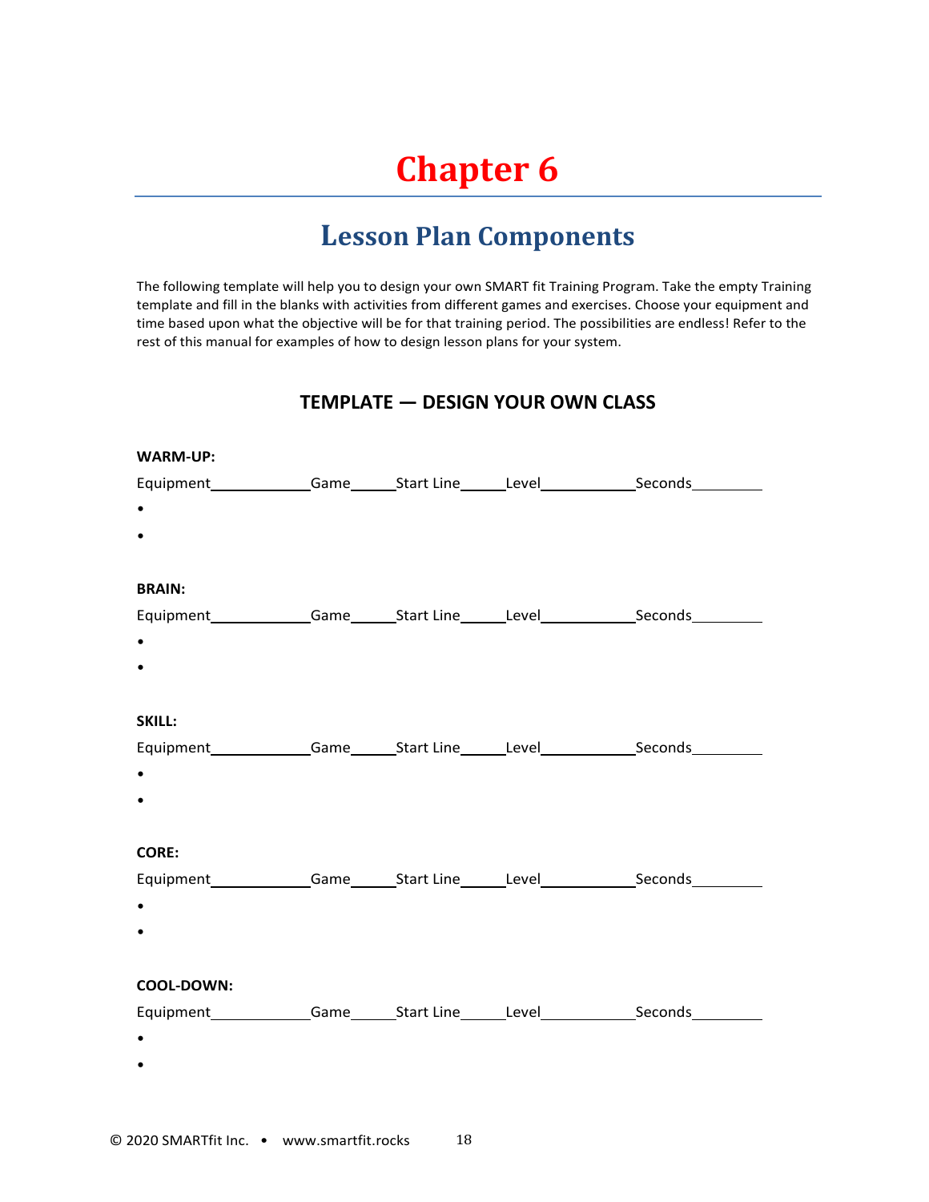# Chapter 6

## Lesson Plan Components

The following template will help you to design your own SMART fit Training Program. Take the empty Training template and fill in the blanks with activities from different games and exercises. Choose your equipment and time based upon what the objective will be for that training period. The possibilities are endless! Refer to the rest of this manual for examples of how to design lesson plans for your system.

### TEMPLATE — DESIGN YOUR OWN CLASS

**WARM-UP:**

Equipment____________Game______Start Line______Level____________Seconds_________

- 
- 

**BRAIN:**

Equipment____________Game______Start Line______Level____________Seconds_________

- 
- 

**SKILL:**

Equipment____________Game______Start Line______Level____________Seconds_________

- 
- 

**CORE:**

Equipment____________Game______Start Line______Level____________Seconds_________

- 
- 

**COOL-DOWN:**

Equipment____________Game______Start Line______Level____________Seconds_________

- 
- 

© 2020 SMARTfit Inc. • www.smartfit.rocks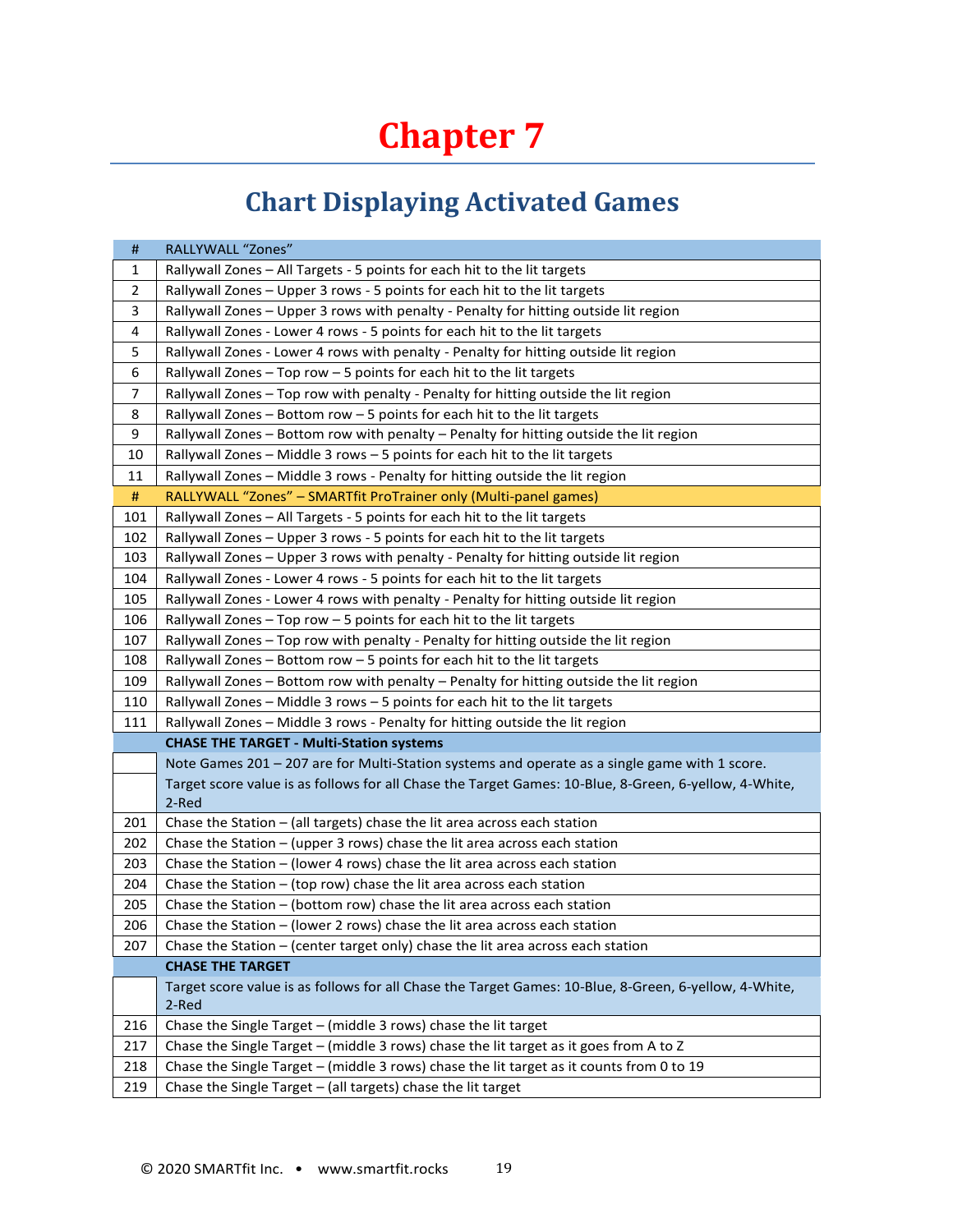# Chapter 7

## Chart Displaying Activated Games

| # | RALLYWALL "Zones" |
|---|---|
| 1 | Rallywall Zones – All Targets - 5 points for each hit to the lit targets |
| 2 | Rallywall Zones – Upper 3 rows - 5 points for each hit to the lit targets |
| 3 | Rallywall Zones – Upper 3 rows with penalty - Penalty for hitting outside lit region |
| 4 | Rallywall Zones - Lower 4 rows - 5 points for each hit to the lit targets |
| 5 | Rallywall Zones - Lower 4 rows with penalty - Penalty for hitting outside lit region |
| 6 | Rallywall Zones – Top row – 5 points for each hit to the lit targets |
| 7 | Rallywall Zones – Top row with penalty - Penalty for hitting outside the lit region |
| 8 | Rallywall Zones – Bottom row – 5 points for each hit to the lit targets |
| 9 | Rallywall Zones – Bottom row with penalty – Penalty for hitting outside the lit region |
| 10 | Rallywall Zones – Middle 3 rows – 5 points for each hit to the lit targets |
| 11 | Rallywall Zones – Middle 3 rows - Penalty for hitting outside the lit region |
| # | RALLYWALL "Zones" – SMARTfit ProTrainer only (Multi-panel games) |
| 101 | Rallywall Zones – All Targets - 5 points for each hit to the lit targets |
| 102 | Rallywall Zones – Upper 3 rows - 5 points for each hit to the lit targets |
| 103 | Rallywall Zones – Upper 3 rows with penalty - Penalty for hitting outside lit region |
| 104 | Rallywall Zones - Lower 4 rows - 5 points for each hit to the lit targets |
| 105 | Rallywall Zones - Lower 4 rows with penalty - Penalty for hitting outside lit region |
| 106 | Rallywall Zones – Top row – 5 points for each hit to the lit targets |
| 107 | Rallywall Zones – Top row with penalty - Penalty for hitting outside the lit region |
| 108 | Rallywall Zones – Bottom row – 5 points for each hit to the lit targets |
| 109 | Rallywall Zones – Bottom row with penalty – Penalty for hitting outside the lit region |
| 110 | Rallywall Zones – Middle 3 rows – 5 points for each hit to the lit targets |
| 111 | Rallywall Zones – Middle 3 rows - Penalty for hitting outside the lit region |
| | **CHASE THE TARGET - Multi-Station systems** |
| | Note Games 201 – 207 are for Multi-Station systems and operate as a single game with 1 score. Target score value is as follows for all Chase the Target Games: 10-Blue, 8-Green, 6-yellow, 4-White, 2-Red |
| 201 | Chase the Station – (all targets) chase the lit area across each station |
| 202 | Chase the Station – (upper 3 rows) chase the lit area across each station |
| 203 | Chase the Station – (lower 4 rows) chase the lit area across each station |
| 204 | Chase the Station – (top row) chase the lit area across each station |
| 205 | Chase the Station – (bottom row) chase the lit area across each station |
| 206 | Chase the Station – (lower 2 rows) chase the lit area across each station |
| 207 | Chase the Station – (center target only) chase the lit area across each station |
| | **CHASE THE TARGET** |
| | Target score value is as follows for all Chase the Target Games: 10-Blue, 8-Green, 6-yellow, 4-White, 2-Red |
| 216 | Chase the Single Target – (middle 3 rows) chase the lit target |
| 217 | Chase the Single Target – (middle 3 rows) chase the lit target as it goes from A to Z |
| 218 | Chase the Single Target – (middle 3 rows) chase the lit target as it counts from 0 to 19 |
| 219 | Chase the Single Target – (all targets) chase the lit target |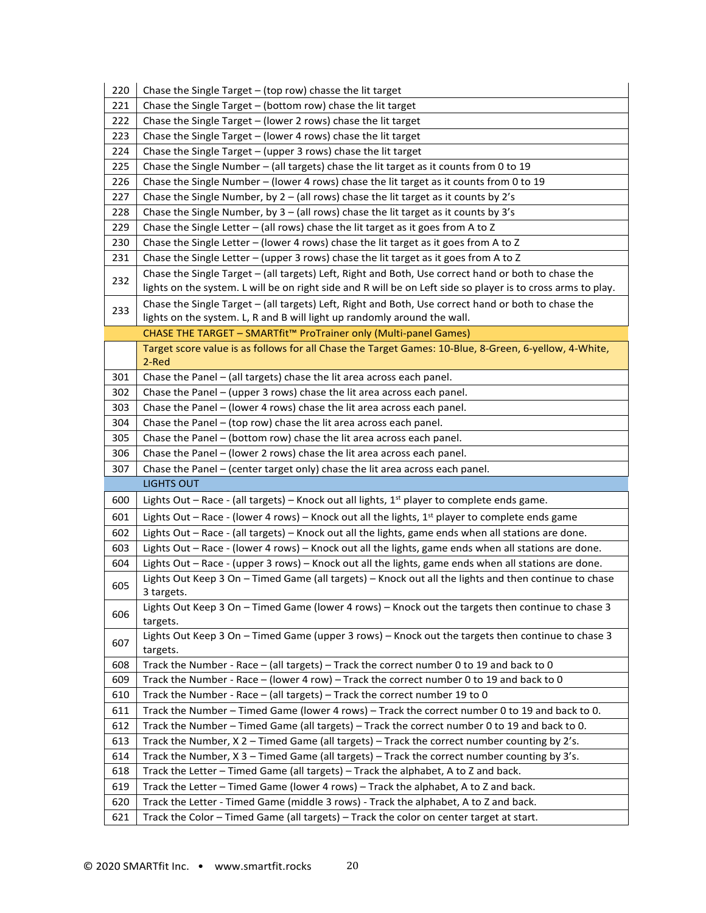| | |
|---|---|
| 220 | Chase the Single Target – (top row) chasse the lit target |
| 221 | Chase the Single Target – (bottom row) chase the lit target |
| 222 | Chase the Single Target – (lower 2 rows) chase the lit target |
| 223 | Chase the Single Target – (lower 4 rows) chase the lit target |
| 224 | Chase the Single Target – (upper 3 rows) chase the lit target |
| 225 | Chase the Single Number – (all targets) chase the lit target as it counts from 0 to 19 |
| 226 | Chase the Single Number – (lower 4 rows) chase the lit target as it counts from 0 to 19 |
| 227 | Chase the Single Number, by 2 – (all rows) chase the lit target as it counts by 2's |
| 228 | Chase the Single Number, by 3 – (all rows) chase the lit target as it counts by 3's |
| 229 | Chase the Single Letter – (all rows) chase the lit target as it goes from A to Z |
| 230 | Chase the Single Letter – (lower 4 rows) chase the lit target as it goes from A to Z |
| 231 | Chase the Single Letter – (upper 3 rows) chase the lit target as it goes from A to Z |
| 232 | Chase the Single Target – (all targets) Left, Right and Both, Use correct hand or both to chase the lights on the system. L will be on right side and R will be on Left side so player is to cross arms to play. |
| 233 | Chase the Single Target – (all targets) Left, Right and Both, Use correct hand or both to chase the lights on the system. L, R and B will light up randomly around the wall. |
| | CHASE THE TARGET – SMARTfit™ ProTrainer only (Multi-panel Games) |
| | Target score value is as follows for all Chase the Target Games: 10-Blue, 8-Green, 6-yellow, 4-White, 2-Red |
| 301 | Chase the Panel – (all targets) chase the lit area across each panel. |
| 302 | Chase the Panel – (upper 3 rows) chase the lit area across each panel. |
| 303 | Chase the Panel – (lower 4 rows) chase the lit area across each panel. |
| 304 | Chase the Panel – (top row) chase the lit area across each panel. |
| 305 | Chase the Panel – (bottom row) chase the lit area across each panel. |
| 306 | Chase the Panel – (lower 2 rows) chase the lit area across each panel. |
| 307 | Chase the Panel – (center target only) chase the lit area across each panel. |
| | LIGHTS OUT |
| 600 | Lights Out – Race - (all targets) – Knock out all lights, 1st player to complete ends game. |
| 601 | Lights Out – Race - (lower 4 rows) – Knock out all the lights, 1st player to complete ends game |
| 602 | Lights Out – Race - (all targets) – Knock out all the lights, game ends when all stations are done. |
| 603 | Lights Out – Race - (lower 4 rows) – Knock out all the lights, game ends when all stations are done. |
| 604 | Lights Out – Race - (upper 3 rows) – Knock out all the lights, game ends when all stations are done. |
| 605 | Lights Out Keep 3 On – Timed Game (all targets) – Knock out all the lights and then continue to chase 3 targets. |
| 606 | Lights Out Keep 3 On – Timed Game (lower 4 rows) – Knock out the targets then continue to chase 3 targets. |
| 607 | Lights Out Keep 3 On – Timed Game (upper 3 rows) – Knock out the targets then continue to chase 3 targets. |
| 608 | Track the Number - Race – (all targets) – Track the correct number 0 to 19 and back to 0 |
| 609 | Track the Number - Race – (lower 4 row) – Track the correct number 0 to 19 and back to 0 |
| 610 | Track the Number - Race – (all targets) – Track the correct number 19 to 0 |
| 611 | Track the Number – Timed Game (lower 4 rows) – Track the correct number 0 to 19 and back to 0. |
| 612 | Track the Number – Timed Game (all targets) – Track the correct number 0 to 19 and back to 0. |
| 613 | Track the Number, X 2 – Timed Game (all targets) – Track the correct number counting by 2's. |
| 614 | Track the Number, X 3 – Timed Game (all targets) – Track the correct number counting by 3's. |
| 618 | Track the Letter – Timed Game (all targets) – Track the alphabet, A to Z and back. |
| 619 | Track the Letter – Timed Game (lower 4 rows) – Track the alphabet, A to Z and back. |
| 620 | Track the Letter - Timed Game (middle 3 rows) - Track the alphabet, A to Z and back. |
| 621 | Track the Color – Timed Game (all targets) – Track the color on center target at start. |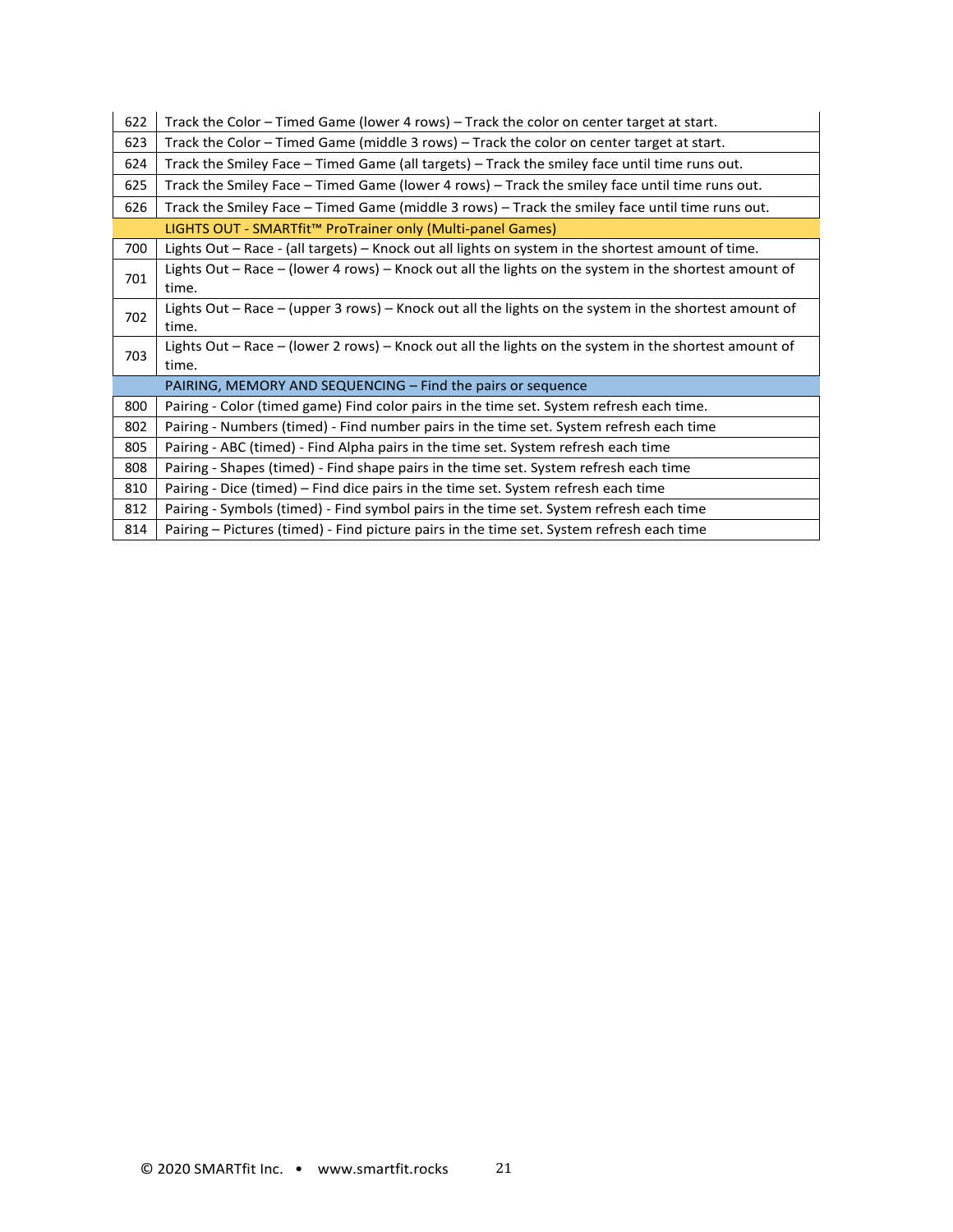| | |
|---|---|
| 622 | Track the Color – Timed Game (lower 4 rows) – Track the color on center target at start. |
| 623 | Track the Color – Timed Game (middle 3 rows) – Track the color on center target at start. |
| 624 | Track the Smiley Face – Timed Game (all targets) – Track the smiley face until time runs out. |
| 625 | Track the Smiley Face – Timed Game (lower 4 rows) – Track the smiley face until time runs out. |
| 626 | Track the Smiley Face – Timed Game (middle 3 rows) – Track the smiley face until time runs out. |
| | LIGHTS OUT - SMARTfit™ ProTrainer only (Multi-panel Games) |
| 700 | Lights Out – Race - (all targets) – Knock out all lights on system in the shortest amount of time. |
| 701 | Lights Out – Race – (lower 4 rows) – Knock out all the lights on the system in the shortest amount of time. |
| 702 | Lights Out – Race – (upper 3 rows) – Knock out all the lights on the system in the shortest amount of time. |
| 703 | Lights Out – Race – (lower 2 rows) – Knock out all the lights on the system in the shortest amount of time. |
| | PAIRING, MEMORY AND SEQUENCING – Find the pairs or sequence |
| 800 | Pairing - Color (timed game) Find color pairs in the time set. System refresh each time. |
| 802 | Pairing - Numbers (timed) - Find number pairs in the time set. System refresh each time |
| 805 | Pairing - ABC (timed) - Find Alpha pairs in the time set. System refresh each time |
| 808 | Pairing - Shapes (timed) - Find shape pairs in the time set. System refresh each time |
| 810 | Pairing - Dice (timed) – Find dice pairs in the time set. System refresh each time |
| 812 | Pairing - Symbols (timed) - Find symbol pairs in the time set. System refresh each time |
| 814 | Pairing – Pictures (timed) - Find picture pairs in the time set. System refresh each time |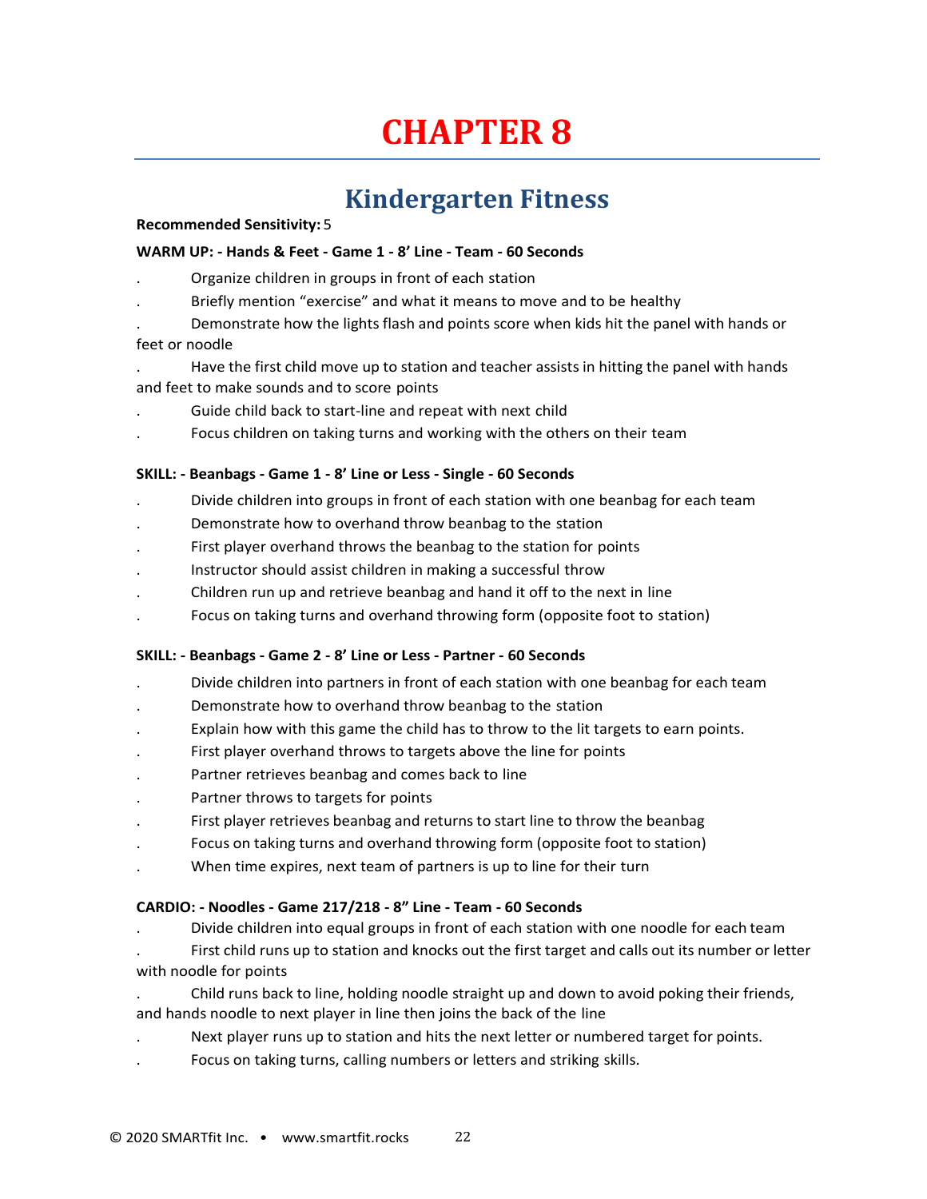# CHAPTER 8

## Kindergarten Fitness

**Recommended Sensitivity:** 5

**WARM UP: - Hands & Feet - Game 1 - 8' Line - Team - 60 Seconds**

- Organize children in groups in front of each station
- Briefly mention "exercise" and what it means to move and to be healthy
- Demonstrate how the lights flash and points score when kids hit the panel with hands or feet or noodle
- Have the first child move up to station and teacher assists in hitting the panel with hands and feet to make sounds and to score points
- Guide child back to start-line and repeat with next child
- Focus children on taking turns and working with the others on their team

**SKILL: - Beanbags - Game 1 - 8' Line or Less - Single - 60 Seconds**

- Divide children into groups in front of each station with one beanbag for each team
- Demonstrate how to overhand throw beanbag to the station
- First player overhand throws the beanbag to the station for points
- Instructor should assist children in making a successful throw
- Children run up and retrieve beanbag and hand it off to the next in line
- Focus on taking turns and overhand throwing form (opposite foot to station)

**SKILL: - Beanbags - Game 2 - 8' Line or Less - Partner - 60 Seconds**

- Divide children into partners in front of each station with one beanbag for each team
- Demonstrate how to overhand throw beanbag to the station
- Explain how with this game the child has to throw to the lit targets to earn points.
- First player overhand throws to targets above the line for points
- Partner retrieves beanbag and comes back to line
- Partner throws to targets for points
- First player retrieves beanbag and returns to start line to throw the beanbag
- Focus on taking turns and overhand throwing form (opposite foot to station)
- When time expires, next team of partners is up to line for their turn

**CARDIO: - Noodles - Game 217/218 - 8" Line - Team - 60 Seconds**

- Divide children into equal groups in front of each station with one noodle for each team
- First child runs up to station and knocks out the first target and calls out its number or letter with noodle for points
- Child runs back to line, holding noodle straight up and down to avoid poking their friends, and hands noodle to next player in line then joins the back of the line
- Next player runs up to station and hits the next letter or numbered target for points.
- Focus on taking turns, calling numbers or letters and striking skills.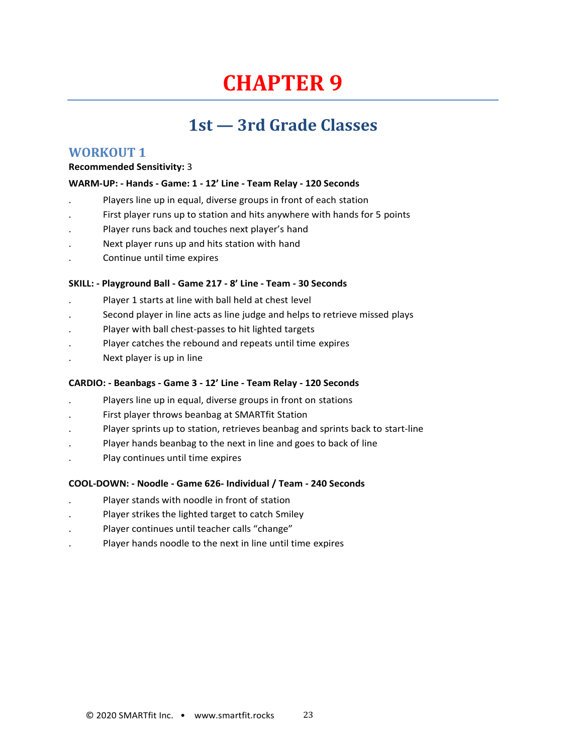# CHAPTER 9

## 1st — 3rd Grade Classes

### WORKOUT 1

**Recommended Sensitivity:** 3

**WARM-UP: - Hands - Game: 1 - 12' Line - Team Relay - 120 Seconds**

- Players line up in equal, diverse groups in front of each station
- First player runs up to station and hits anywhere with hands for 5 points
- Player runs back and touches next player's hand
- Next player runs up and hits station with hand
- Continue until time expires

**SKILL: - Playground Ball - Game 217 - 8' Line - Team - 30 Seconds**

- Player 1 starts at line with ball held at chest level
- Second player in line acts as line judge and helps to retrieve missed plays
- Player with ball chest-passes to hit lighted targets
- Player catches the rebound and repeats until time expires
- Next player is up in line

**CARDIO: - Beanbags - Game 3 - 12' Line - Team Relay - 120 Seconds**

- Players line up in equal, diverse groups in front on stations
- First player throws beanbag at SMARTfit Station
- Player sprints up to station, retrieves beanbag and sprints back to start-line
- Player hands beanbag to the next in line and goes to back of line
- Play continues until time expires

**COOL-DOWN: - Noodle - Game 626- Individual / Team - 240 Seconds**

- Player stands with noodle in front of station
- Player strikes the lighted target to catch Smiley
- Player continues until teacher calls "change"
- Player hands noodle to the next in line until time expires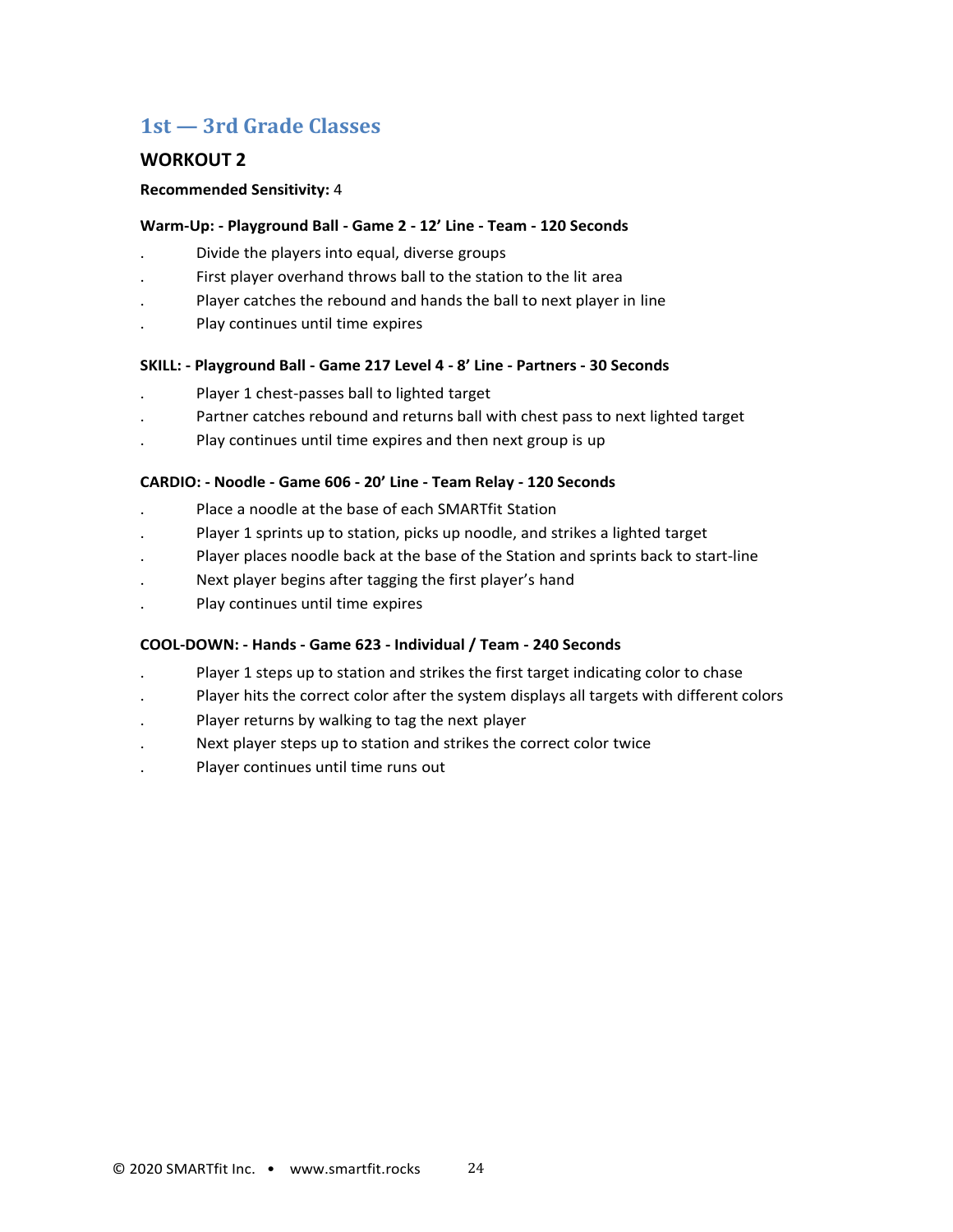## 1st — 3rd Grade Classes

### WORKOUT 2

**Recommended Sensitivity:** 4

**Warm-Up: - Playground Ball - Game 2 - 12' Line - Team - 120 Seconds**

- Divide the players into equal, diverse groups
- First player overhand throws ball to the station to the lit area
- Player catches the rebound and hands the ball to next player in line
- Play continues until time expires

**SKILL: - Playground Ball - Game 217 Level 4 - 8' Line - Partners - 30 Seconds**

- Player 1 chest-passes ball to lighted target
- Partner catches rebound and returns ball with chest pass to next lighted target
- Play continues until time expires and then next group is up

**CARDIO: - Noodle - Game 606 - 20' Line - Team Relay - 120 Seconds**

- Place a noodle at the base of each SMARTfit Station
- Player 1 sprints up to station, picks up noodle, and strikes a lighted target
- Player places noodle back at the base of the Station and sprints back to start-line
- Next player begins after tagging the first player's hand
- Play continues until time expires

**COOL-DOWN: - Hands - Game 623 - Individual / Team - 240 Seconds**

- Player 1 steps up to station and strikes the first target indicating color to chase
- Player hits the correct color after the system displays all targets with different colors
- Player returns by walking to tag the next player
- Next player steps up to station and strikes the correct color twice
- Player continues until time runs out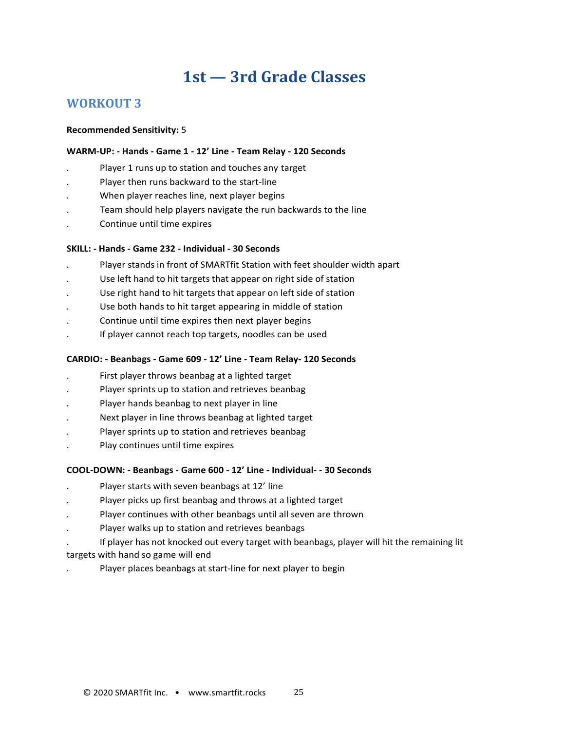# 1st — 3rd Grade Classes

## WORKOUT 3

**Recommended Sensitivity:** 5

**WARM-UP: - Hands - Game 1 - 12’ Line - Team Relay - 120 Seconds**

- Player 1 runs up to station and touches any target
- Player then runs backward to the start-line
- When player reaches line, next player begins
- Team should help players navigate the run backwards to the line
- Continue until time expires

**SKILL: - Hands - Game 232 - Individual - 30 Seconds**

- Player stands in front of SMARTfit Station with feet shoulder width apart
- Use left hand to hit targets that appear on right side of station
- Use right hand to hit targets that appear on left side of station
- Use both hands to hit target appearing in middle of station
- Continue until time expires then next player begins
- If player cannot reach top targets, noodles can be used

**CARDIO: - Beanbags - Game 609 - 12’ Line - Team Relay- 120 Seconds**

- First player throws beanbag at a lighted target
- Player sprints up to station and retrieves beanbag
- Player hands beanbag to next player in line
- Next player in line throws beanbag at lighted target
- Player sprints up to station and retrieves beanbag
- Play continues until time expires

**COOL-DOWN: - Beanbags - Game 600 - 12’ Line - Individual- - 30 Seconds**

- Player starts with seven beanbags at 12’ line
- Player picks up first beanbag and throws at a lighted target
- Player continues with other beanbags until all seven are thrown
- Player walks up to station and retrieves beanbags
- If player has not knocked out every target with beanbags, player will hit the remaining lit targets with hand so game will end
- Player places beanbags at start-line for next player to begin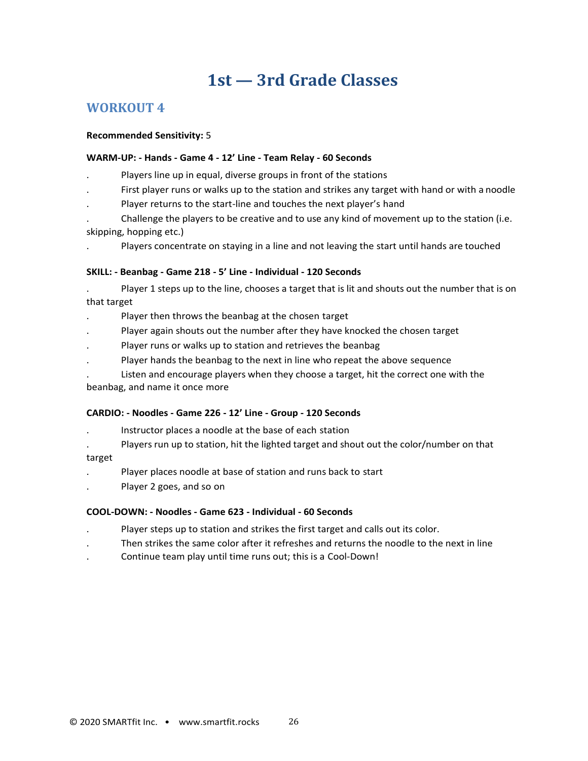# 1st — 3rd Grade Classes

## WORKOUT 4

**Recommended Sensitivity:** 5

**WARM-UP: - Hands - Game 4 - 12' Line - Team Relay - 60 Seconds**

- Players line up in equal, diverse groups in front of the stations
- First player runs or walks up to the station and strikes any target with hand or with a noodle
- Player returns to the start-line and touches the next player's hand
- Challenge the players to be creative and to use any kind of movement up to the station (i.e. skipping, hopping etc.)
- Players concentrate on staying in a line and not leaving the start until hands are touched

**SKILL: - Beanbag - Game 218 - 5' Line - Individual - 120 Seconds**

- Player 1 steps up to the line, chooses a target that is lit and shouts out the number that is on that target
- Player then throws the beanbag at the chosen target
- Player again shouts out the number after they have knocked the chosen target
- Player runs or walks up to station and retrieves the beanbag
- Player hands the beanbag to the next in line who repeat the above sequence
- Listen and encourage players when they choose a target, hit the correct one with the beanbag, and name it once more

**CARDIO: - Noodles - Game 226 - 12' Line - Group - 120 Seconds**

- Instructor places a noodle at the base of each station
- Players run up to station, hit the lighted target and shout out the color/number on that target
- Player places noodle at base of station and runs back to start
- Player 2 goes, and so on

**COOL-DOWN: - Noodles - Game 623 - Individual - 60 Seconds**

- Player steps up to station and strikes the first target and calls out its color.
- Then strikes the same color after it refreshes and returns the noodle to the next in line
- Continue team play until time runs out; this is a Cool-Down!

© 2020 SMARTfit Inc. • www.smartfit.rocks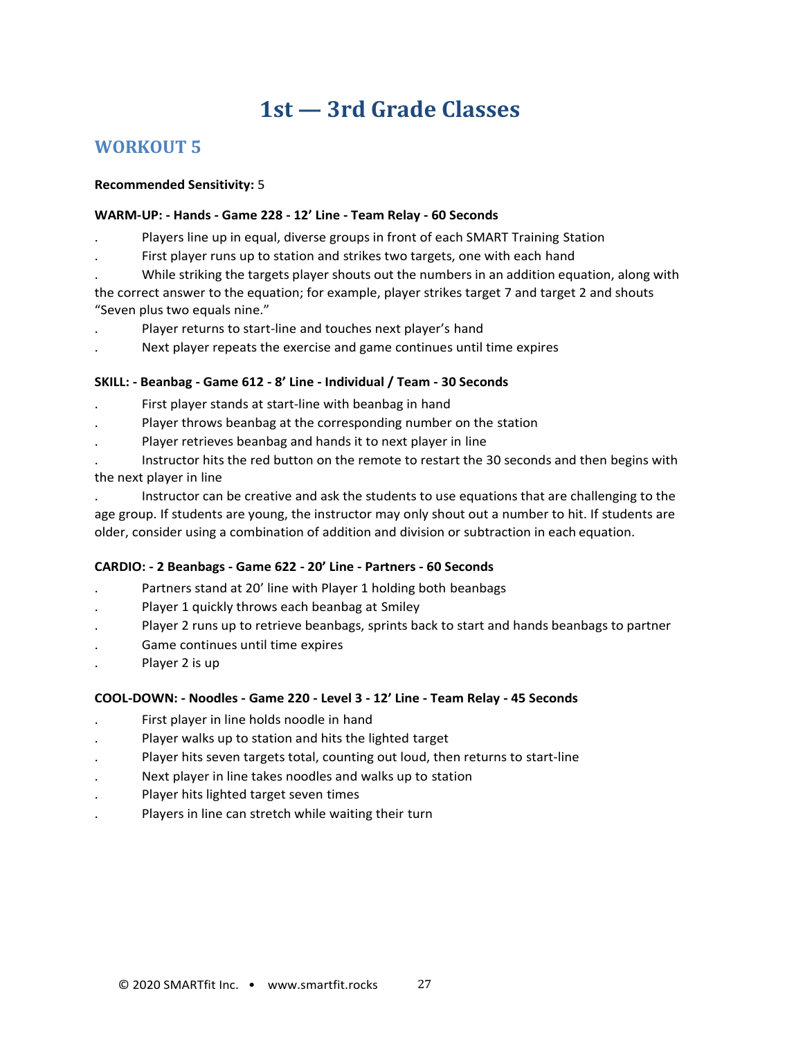# 1st — 3rd Grade Classes

## WORKOUT 5

**Recommended Sensitivity:** 5

**WARM-UP: - Hands - Game 228 - 12’ Line - Team Relay - 60 Seconds**

- Players line up in equal, diverse groups in front of each SMART Training Station
- First player runs up to station and strikes two targets, one with each hand
- While striking the targets player shouts out the numbers in an addition equation, along with the correct answer to the equation; for example, player strikes target 7 and target 2 and shouts “Seven plus two equals nine.”
- Player returns to start-line and touches next player’s hand
- Next player repeats the exercise and game continues until time expires

**SKILL: - Beanbag - Game 612 - 8’ Line - Individual / Team - 30 Seconds**

- First player stands at start-line with beanbag in hand
- Player throws beanbag at the corresponding number on the station
- Player retrieves beanbag and hands it to next player in line
- Instructor hits the red button on the remote to restart the 30 seconds and then begins with the next player in line
- Instructor can be creative and ask the students to use equations that are challenging to the age group. If students are young, the instructor may only shout out a number to hit. If students are older, consider using a combination of addition and division or subtraction in each equation.

**CARDIO: - 2 Beanbags - Game 622 - 20’ Line - Partners - 60 Seconds**

- Partners stand at 20’ line with Player 1 holding both beanbags
- Player 1 quickly throws each beanbag at Smiley
- Player 2 runs up to retrieve beanbags, sprints back to start and hands beanbags to partner
- Game continues until time expires
- Player 2 is up

**COOL-DOWN: - Noodles - Game 220 - Level 3 - 12’ Line - Team Relay - 45 Seconds**

- First player in line holds noodle in hand
- Player walks up to station and hits the lighted target
- Player hits seven targets total, counting out loud, then returns to start-line
- Next player in line takes noodles and walks up to station
- Player hits lighted target seven times
- Players in line can stretch while waiting their turn

© 2020 SMARTfit Inc. • www.smartfit.rocks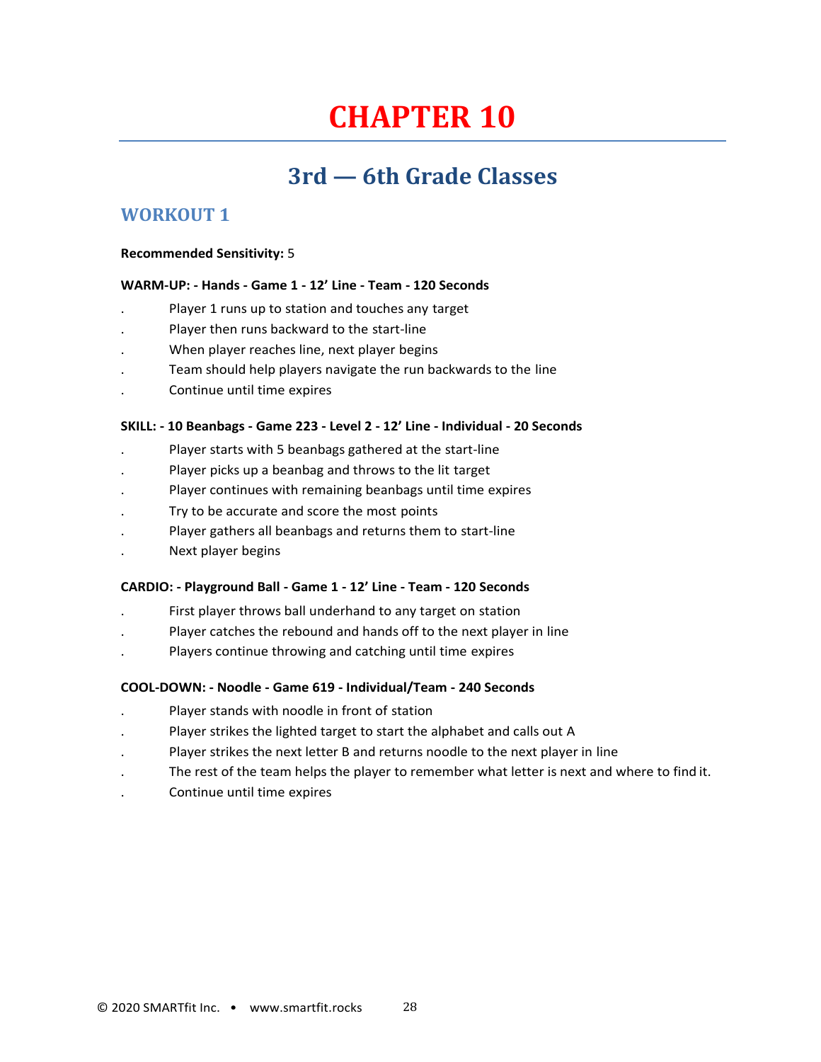# CHAPTER 10

## 3rd — 6th Grade Classes

### WORKOUT 1

**Recommended Sensitivity:** 5

**WARM-UP: - Hands - Game 1 - 12' Line - Team - 120 Seconds**

- Player 1 runs up to station and touches any target
- Player then runs backward to the start-line
- When player reaches line, next player begins
- Team should help players navigate the run backwards to the line
- Continue until time expires

**SKILL: - 10 Beanbags - Game 223 - Level 2 - 12' Line - Individual - 20 Seconds**

- Player starts with 5 beanbags gathered at the start-line
- Player picks up a beanbag and throws to the lit target
- Player continues with remaining beanbags until time expires
- Try to be accurate and score the most points
- Player gathers all beanbags and returns them to start-line
- Next player begins

**CARDIO: - Playground Ball - Game 1 - 12' Line - Team - 120 Seconds**

- First player throws ball underhand to any target on station
- Player catches the rebound and hands off to the next player in line
- Players continue throwing and catching until time expires

**COOL-DOWN: - Noodle - Game 619 - Individual/Team - 240 Seconds**

- Player stands with noodle in front of station
- Player strikes the lighted target to start the alphabet and calls out A
- Player strikes the next letter B and returns noodle to the next player in line
- The rest of the team helps the player to remember what letter is next and where to find it.
- Continue until time expires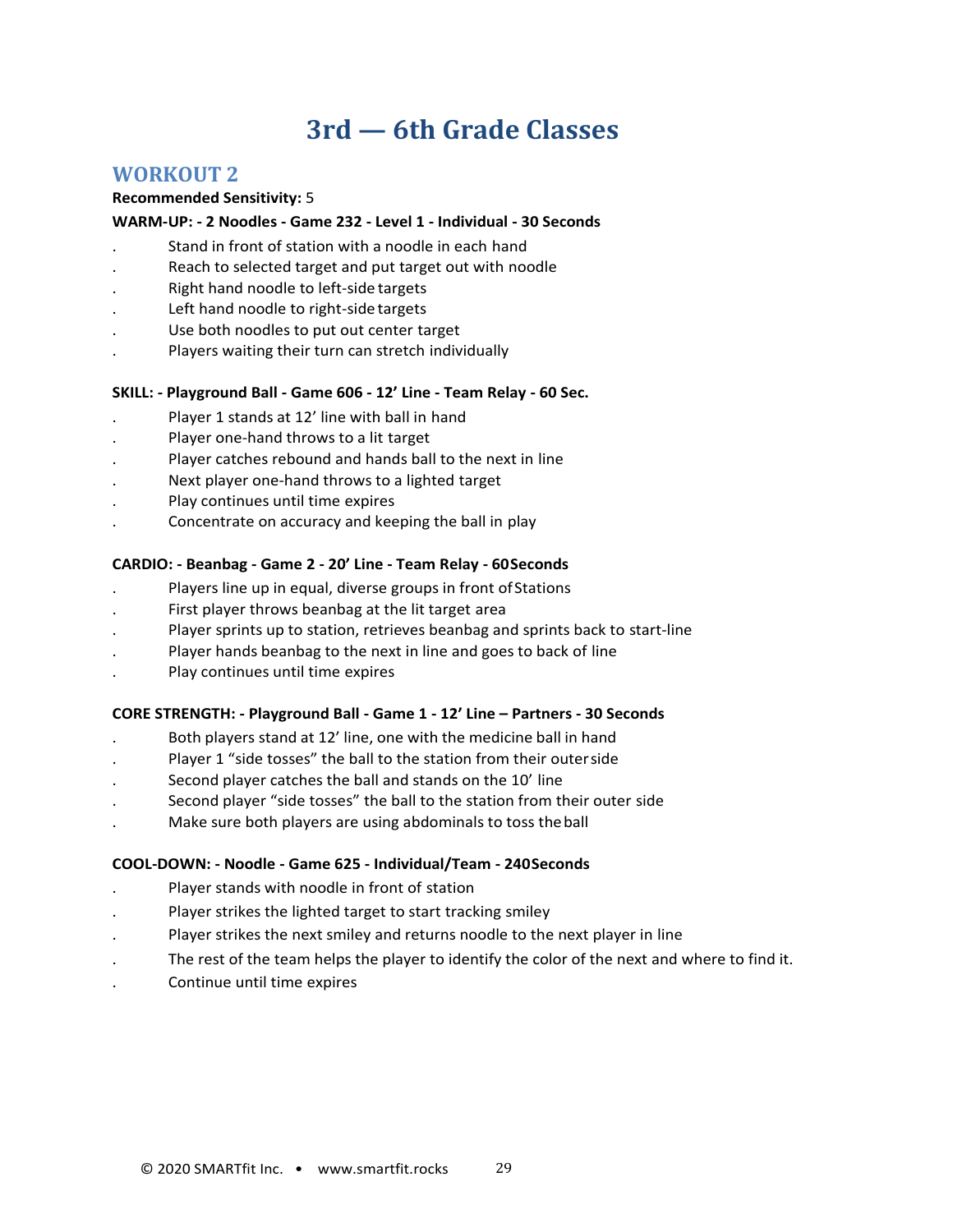# 3rd — 6th Grade Classes

## WORKOUT 2

**Recommended Sensitivity:** 5

**WARM-UP: - 2 Noodles - Game 232 - Level 1 - Individual - 30 Seconds**

- Stand in front of station with a noodle in each hand
- Reach to selected target and put target out with noodle
- Right hand noodle to left-side targets
- Left hand noodle to right-side targets
- Use both noodles to put out center target
- Players waiting their turn can stretch individually

**SKILL: - Playground Ball - Game 606 - 12' Line - Team Relay - 60 Sec.**

- Player 1 stands at 12' line with ball in hand
- Player one-hand throws to a lit target
- Player catches rebound and hands ball to the next in line
- Next player one-hand throws to a lighted target
- Play continues until time expires
- Concentrate on accuracy and keeping the ball in play

**CARDIO: - Beanbag - Game 2 - 20' Line - Team Relay - 60Seconds**

- Players line up in equal, diverse groups in front of Stations
- First player throws beanbag at the lit target area
- Player sprints up to station, retrieves beanbag and sprints back to start-line
- Player hands beanbag to the next in line and goes to back of line
- Play continues until time expires

**CORE STRENGTH: - Playground Ball - Game 1 - 12' Line – Partners - 30 Seconds**

- Both players stand at 12' line, one with the medicine ball in hand
- Player 1 "side tosses" the ball to the station from their outer side
- Second player catches the ball and stands on the 10' line
- Second player "side tosses" the ball to the station from their outer side
- Make sure both players are using abdominals to toss the ball

**COOL-DOWN: - Noodle - Game 625 - Individual/Team - 240Seconds**

- Player stands with noodle in front of station
- Player strikes the lighted target to start tracking smiley
- Player strikes the next smiley and returns noodle to the next player in line
- The rest of the team helps the player to identify the color of the next and where to find it.
- Continue until time expires

© 2020 SMARTfit Inc. • www.smartfit.rocks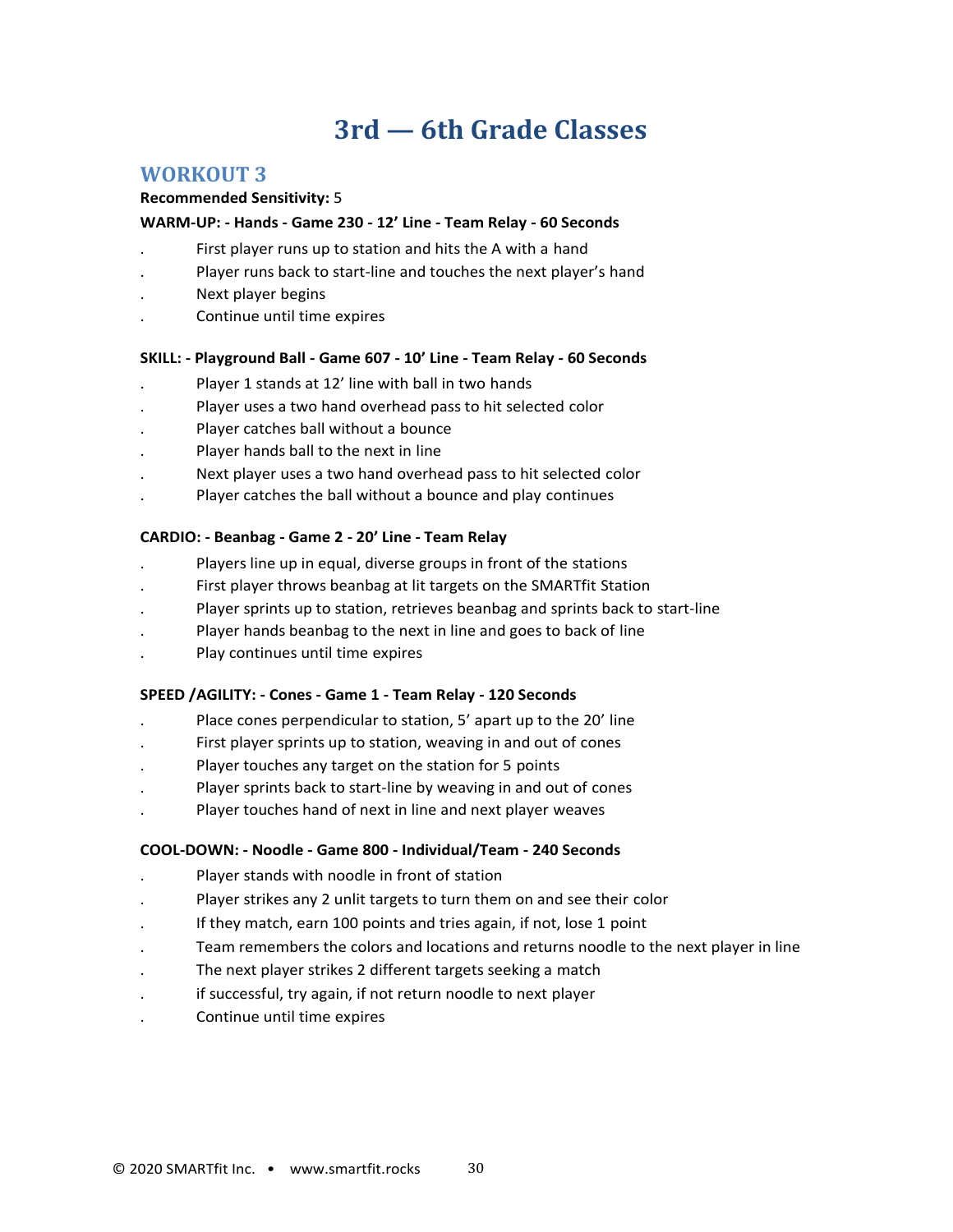# 3rd — 6th Grade Classes

## WORKOUT 3

**Recommended Sensitivity:** 5

**WARM-UP: - Hands - Game 230 - 12’ Line - Team Relay - 60 Seconds**

- First player runs up to station and hits the A with a hand
- Player runs back to start-line and touches the next player’s hand
- Next player begins
- Continue until time expires

**SKILL: - Playground Ball - Game 607 - 10’ Line - Team Relay - 60 Seconds**

- Player 1 stands at 12’ line with ball in two hands
- Player uses a two hand overhead pass to hit selected color
- Player catches ball without a bounce
- Player hands ball to the next in line
- Next player uses a two hand overhead pass to hit selected color
- Player catches the ball without a bounce and play continues

**CARDIO: - Beanbag - Game 2 - 20’ Line - Team Relay**

- Players line up in equal, diverse groups in front of the stations
- First player throws beanbag at lit targets on the SMARTfit Station
- Player sprints up to station, retrieves beanbag and sprints back to start-line
- Player hands beanbag to the next in line and goes to back of line
- Play continues until time expires

**SPEED /AGILITY: - Cones - Game 1 - Team Relay - 120 Seconds**

- Place cones perpendicular to station, 5’ apart up to the 20’ line
- First player sprints up to station, weaving in and out of cones
- Player touches any target on the station for 5 points
- Player sprints back to start-line by weaving in and out of cones
- Player touches hand of next in line and next player weaves

**COOL-DOWN: - Noodle - Game 800 - Individual/Team - 240 Seconds**

- Player stands with noodle in front of station
- Player strikes any 2 unlit targets to turn them on and see their color
- If they match, earn 100 points and tries again, if not, lose 1 point
- Team remembers the colors and locations and returns noodle to the next player in line
- The next player strikes 2 different targets seeking a match
- if successful, try again, if not return noodle to next player
- Continue until time expires

© 2020 SMARTfit Inc. • www.smartfit.rocks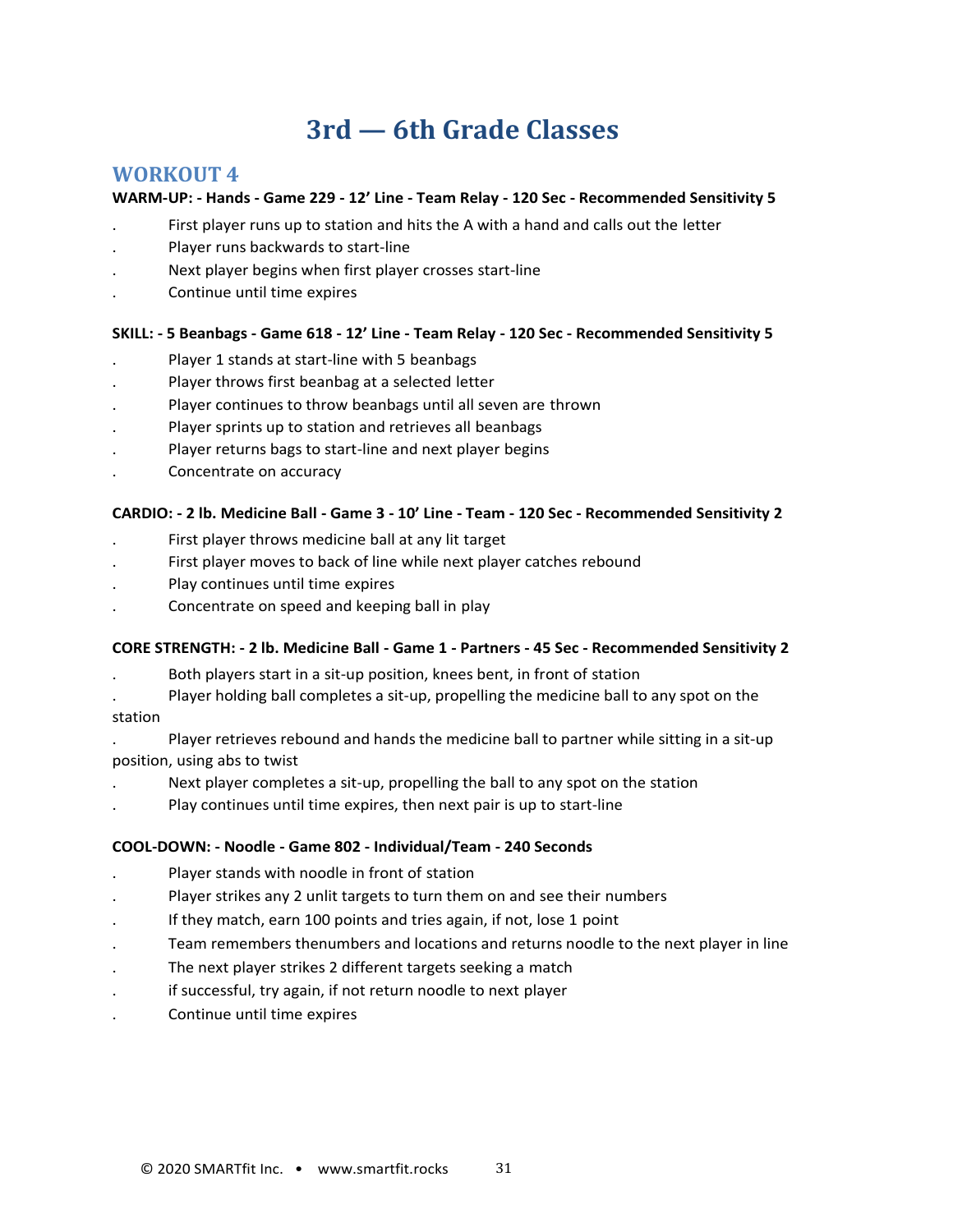# 3rd — 6th Grade Classes

## WORKOUT 4

**WARM-UP: - Hands - Game 229 - 12’ Line - Team Relay - 120 Sec - Recommended Sensitivity 5**

- First player runs up to station and hits the A with a hand and calls out the letter
- Player runs backwards to start-line
- Next player begins when first player crosses start-line
- Continue until time expires

**SKILL: - 5 Beanbags - Game 618 - 12’ Line - Team Relay - 120 Sec - Recommended Sensitivity 5**

- Player 1 stands at start-line with 5 beanbags
- Player throws first beanbag at a selected letter
- Player continues to throw beanbags until all seven are thrown
- Player sprints up to station and retrieves all beanbags
- Player returns bags to start-line and next player begins
- Concentrate on accuracy

**CARDIO: - 2 lb. Medicine Ball - Game 3 - 10’ Line - Team - 120 Sec - Recommended Sensitivity 2**

- First player throws medicine ball at any lit target
- First player moves to back of line while next player catches rebound
- Play continues until time expires
- Concentrate on speed and keeping ball in play

**CORE STRENGTH: - 2 lb. Medicine Ball - Game 1 - Partners - 45 Sec - Recommended Sensitivity 2**

- Both players start in a sit-up position, knees bent, in front of station
- Player holding ball completes a sit-up, propelling the medicine ball to any spot on the station
- Player retrieves rebound and hands the medicine ball to partner while sitting in a sit-up position, using abs to twist
- Next player completes a sit-up, propelling the ball to any spot on the station
- Play continues until time expires, then next pair is up to start-line

**COOL-DOWN: - Noodle - Game 802 - Individual/Team - 240 Seconds**

- Player stands with noodle in front of station
- Player strikes any 2 unlit targets to turn them on and see their numbers
- If they match, earn 100 points and tries again, if not, lose 1 point
- Team remembers thenumbers and locations and returns noodle to the next player in line
- The next player strikes 2 different targets seeking a match
- if successful, try again, if not return noodle to next player
- Continue until time expires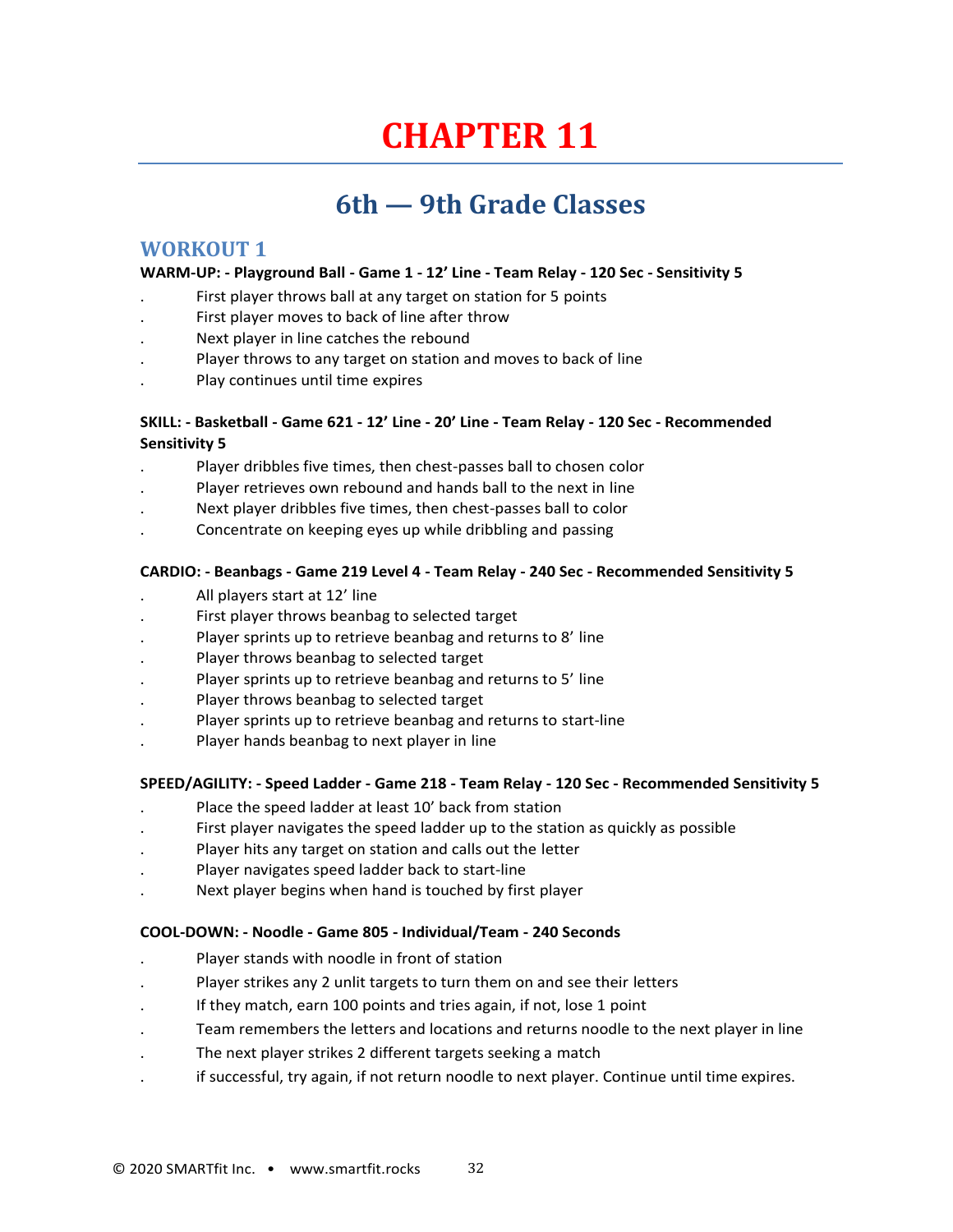# CHAPTER 11

## 6th — 9th Grade Classes

### WORKOUT 1

**WARM-UP: - Playground Ball - Game 1 - 12' Line - Team Relay - 120 Sec - Sensitivity 5**

- First player throws ball at any target on station for 5 points
- First player moves to back of line after throw
- Next player in line catches the rebound
- Player throws to any target on station and moves to back of line
- Play continues until time expires

**SKILL: - Basketball - Game 621 - 12' Line - 20' Line - Team Relay - 120 Sec - Recommended Sensitivity 5**

- Player dribbles five times, then chest-passes ball to chosen color
- Player retrieves own rebound and hands ball to the next in line
- Next player dribbles five times, then chest-passes ball to color
- Concentrate on keeping eyes up while dribbling and passing

**CARDIO: - Beanbags - Game 219 Level 4 - Team Relay - 240 Sec - Recommended Sensitivity 5**

- All players start at 12' line
- First player throws beanbag to selected target
- Player sprints up to retrieve beanbag and returns to 8' line
- Player throws beanbag to selected target
- Player sprints up to retrieve beanbag and returns to 5' line
- Player throws beanbag to selected target
- Player sprints up to retrieve beanbag and returns to start-line
- Player hands beanbag to next player in line

**SPEED/AGILITY: - Speed Ladder - Game 218 - Team Relay - 120 Sec - Recommended Sensitivity 5**

- Place the speed ladder at least 10' back from station
- First player navigates the speed ladder up to the station as quickly as possible
- Player hits any target on station and calls out the letter
- Player navigates speed ladder back to start-line
- Next player begins when hand is touched by first player

**COOL-DOWN: - Noodle - Game 805 - Individual/Team - 240 Seconds**

- Player stands with noodle in front of station
- Player strikes any 2 unlit targets to turn them on and see their letters
- If they match, earn 100 points and tries again, if not, lose 1 point
- Team remembers the letters and locations and returns noodle to the next player in line
- The next player strikes 2 different targets seeking a match
- if successful, try again, if not return noodle to next player. Continue until time expires.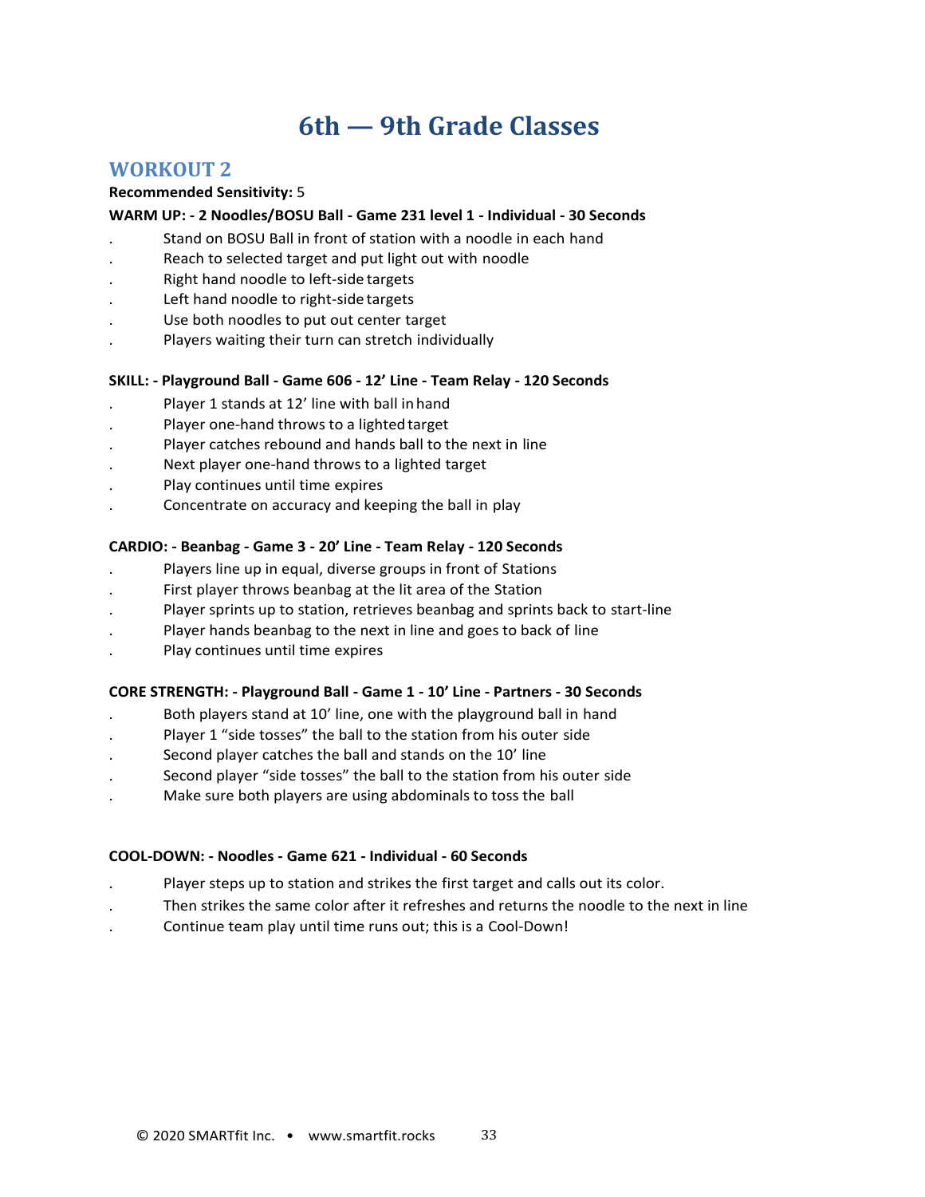# 6th — 9th Grade Classes

## WORKOUT 2

**Recommended Sensitivity:** 5

**WARM UP: - 2 Noodles/BOSU Ball - Game 231 level 1 - Individual - 30 Seconds**

- Stand on BOSU Ball in front of station with a noodle in each hand
- Reach to selected target and put light out with noodle
- Right hand noodle to left-side targets
- Left hand noodle to right-side targets
- Use both noodles to put out center target
- Players waiting their turn can stretch individually

**SKILL: - Playground Ball - Game 606 - 12' Line - Team Relay - 120 Seconds**

- Player 1 stands at 12' line with ball in hand
- Player one-hand throws to a lighted target
- Player catches rebound and hands ball to the next in line
- Next player one-hand throws to a lighted target
- Play continues until time expires
- Concentrate on accuracy and keeping the ball in play

**CARDIO: - Beanbag - Game 3 - 20' Line - Team Relay - 120 Seconds**

- Players line up in equal, diverse groups in front of Stations
- First player throws beanbag at the lit area of the Station
- Player sprints up to station, retrieves beanbag and sprints back to start-line
- Player hands beanbag to the next in line and goes to back of line
- Play continues until time expires

**CORE STRENGTH: - Playground Ball - Game 1 - 10' Line - Partners - 30 Seconds**

- Both players stand at 10' line, one with the playground ball in hand
- Player 1 "side tosses" the ball to the station from his outer side
- Second player catches the ball and stands on the 10' line
- Second player "side tosses" the ball to the station from his outer side
- Make sure both players are using abdominals to toss the ball

**COOL-DOWN: - Noodles - Game 621 - Individual - 60 Seconds**

- Player steps up to station and strikes the first target and calls out its color.
- Then strikes the same color after it refreshes and returns the noodle to the next in line
- Continue team play until time runs out; this is a Cool-Down!

© 2020 SMARTfit Inc. • www.smartfit.rocks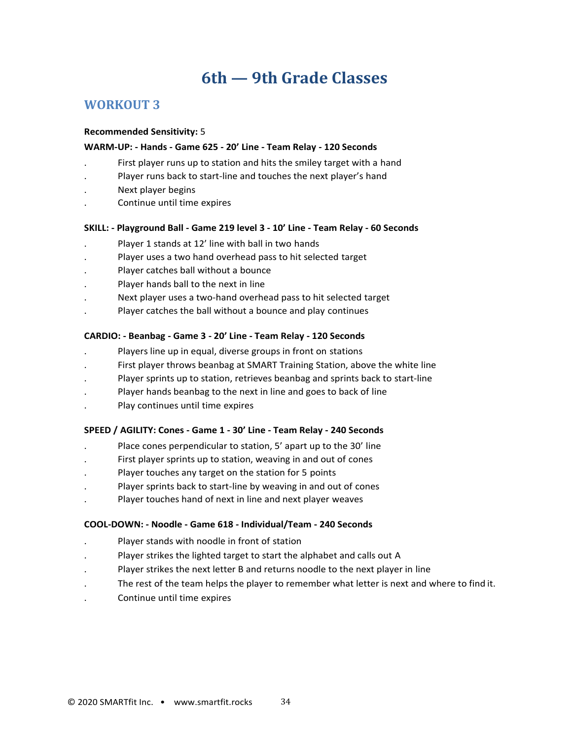# 6th — 9th Grade Classes

## WORKOUT 3

**Recommended Sensitivity:** 5

**WARM-UP: - Hands - Game 625 - 20’ Line - Team Relay - 120 Seconds**

- First player runs up to station and hits the smiley target with a hand
- Player runs back to start-line and touches the next player’s hand
- Next player begins
- Continue until time expires

**SKILL: - Playground Ball - Game 219 level 3 - 10’ Line - Team Relay - 60 Seconds**

- Player 1 stands at 12’ line with ball in two hands
- Player uses a two hand overhead pass to hit selected target
- Player catches ball without a bounce
- Player hands ball to the next in line
- Next player uses a two-hand overhead pass to hit selected target
- Player catches the ball without a bounce and play continues

**CARDIO: - Beanbag - Game 3 - 20’ Line - Team Relay - 120 Seconds**

- Players line up in equal, diverse groups in front on stations
- First player throws beanbag at SMART Training Station, above the white line
- Player sprints up to station, retrieves beanbag and sprints back to start-line
- Player hands beanbag to the next in line and goes to back of line
- Play continues until time expires

**SPEED / AGILITY: Cones - Game 1 - 30’ Line - Team Relay - 240 Seconds**

- Place cones perpendicular to station, 5’ apart up to the 30’ line
- First player sprints up to station, weaving in and out of cones
- Player touches any target on the station for 5 points
- Player sprints back to start-line by weaving in and out of cones
- Player touches hand of next in line and next player weaves

**COOL-DOWN: - Noodle - Game 618 - Individual/Team - 240 Seconds**

- Player stands with noodle in front of station
- Player strikes the lighted target to start the alphabet and calls out A
- Player strikes the next letter B and returns noodle to the next player in line
- The rest of the team helps the player to remember what letter is next and where to find it.
- Continue until time expires

© 2020 SMARTfit Inc. • www.smartfit.rocks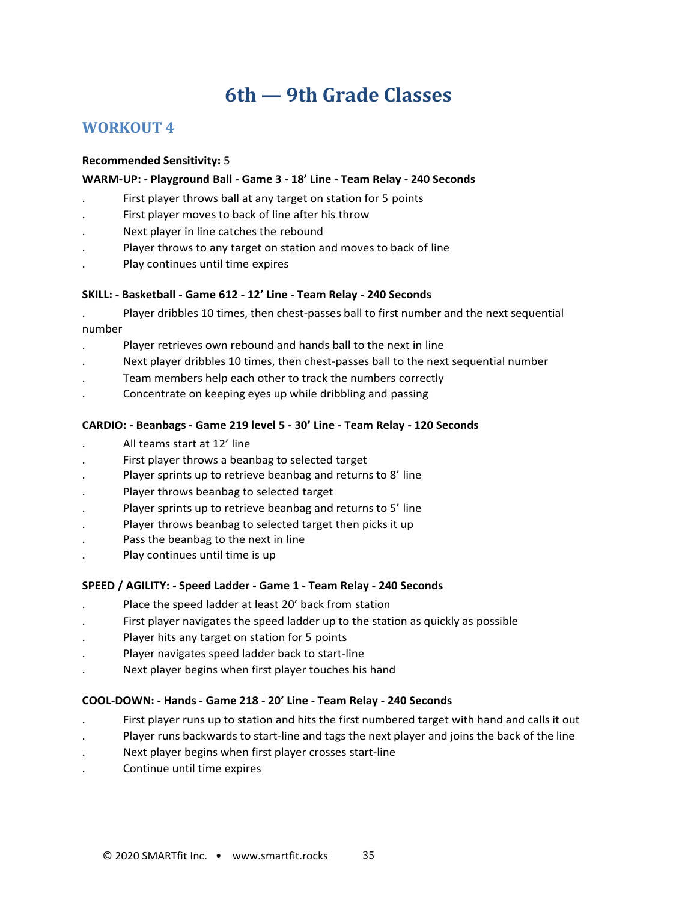# 6th — 9th Grade Classes

## WORKOUT 4

**Recommended Sensitivity:** 5

**WARM-UP: - Playground Ball - Game 3 - 18’ Line - Team Relay - 240 Seconds**

- First player throws ball at any target on station for 5 points
- First player moves to back of line after his throw
- Next player in line catches the rebound
- Player throws to any target on station and moves to back of line
- Play continues until time expires

**SKILL: - Basketball - Game 612 - 12’ Line - Team Relay - 240 Seconds**

- Player dribbles 10 times, then chest-passes ball to first number and the next sequential number
- Player retrieves own rebound and hands ball to the next in line
- Next player dribbles 10 times, then chest-passes ball to the next sequential number
- Team members help each other to track the numbers correctly
- Concentrate on keeping eyes up while dribbling and passing

**CARDIO: - Beanbags - Game 219 level 5 - 30’ Line - Team Relay - 120 Seconds**

- All teams start at 12’ line
- First player throws a beanbag to selected target
- Player sprints up to retrieve beanbag and returns to 8’ line
- Player throws beanbag to selected target
- Player sprints up to retrieve beanbag and returns to 5’ line
- Player throws beanbag to selected target then picks it up
- Pass the beanbag to the next in line
- Play continues until time is up

**SPEED / AGILITY: - Speed Ladder - Game 1 - Team Relay - 240 Seconds**

- Place the speed ladder at least 20’ back from station
- First player navigates the speed ladder up to the station as quickly as possible
- Player hits any target on station for 5 points
- Player navigates speed ladder back to start-line
- Next player begins when first player touches his hand

**COOL-DOWN: - Hands - Game 218 - 20’ Line - Team Relay - 240 Seconds**

- First player runs up to station and hits the first numbered target with hand and calls it out
- Player runs backwards to start-line and tags the next player and joins the back of the line
- Next player begins when first player crosses start-line
- Continue until time expires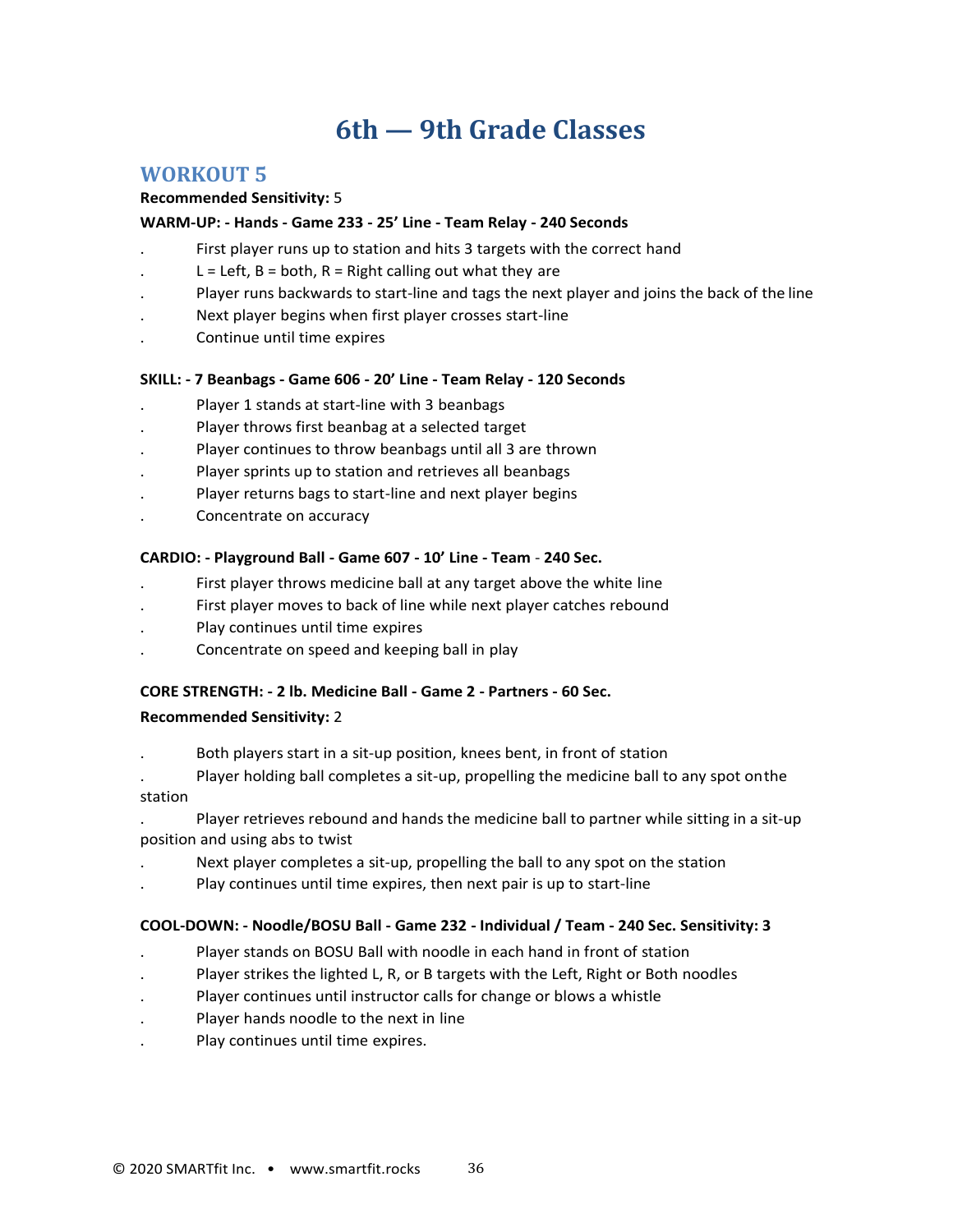# 6th — 9th Grade Classes

## WORKOUT 5

**Recommended Sensitivity:** 5

**WARM-UP: - Hands - Game 233 - 25' Line - Team Relay - 240 Seconds**

- First player runs up to station and hits 3 targets with the correct hand
- L = Left, B = both, R = Right calling out what they are
- Player runs backwards to start-line and tags the next player and joins the back of the line
- Next player begins when first player crosses start-line
- Continue until time expires

**SKILL: - 7 Beanbags - Game 606 - 20' Line - Team Relay - 120 Seconds**

- Player 1 stands at start-line with 3 beanbags
- Player throws first beanbag at a selected target
- Player continues to throw beanbags until all 3 are thrown
- Player sprints up to station and retrieves all beanbags
- Player returns bags to start-line and next player begins
- Concentrate on accuracy

**CARDIO: - Playground Ball - Game 607 - 10' Line - Team - 240 Sec.**

- First player throws medicine ball at any target above the white line
- First player moves to back of line while next player catches rebound
- Play continues until time expires
- Concentrate on speed and keeping ball in play

**CORE STRENGTH: - 2 lb. Medicine Ball - Game 2 - Partners - 60 Sec.**

**Recommended Sensitivity:** 2

- Both players start in a sit-up position, knees bent, in front of station
- Player holding ball completes a sit-up, propelling the medicine ball to any spot onthe station
- Player retrieves rebound and hands the medicine ball to partner while sitting in a sit-up position and using abs to twist
- Next player completes a sit-up, propelling the ball to any spot on the station
- Play continues until time expires, then next pair is up to start-line

**COOL-DOWN: - Noodle/BOSU Ball - Game 232 - Individual / Team - 240 Sec. Sensitivity: 3**

- Player stands on BOSU Ball with noodle in each hand in front of station
- Player strikes the lighted L, R, or B targets with the Left, Right or Both noodles
- Player continues until instructor calls for change or blows a whistle
- Player hands noodle to the next in line
- Play continues until time expires.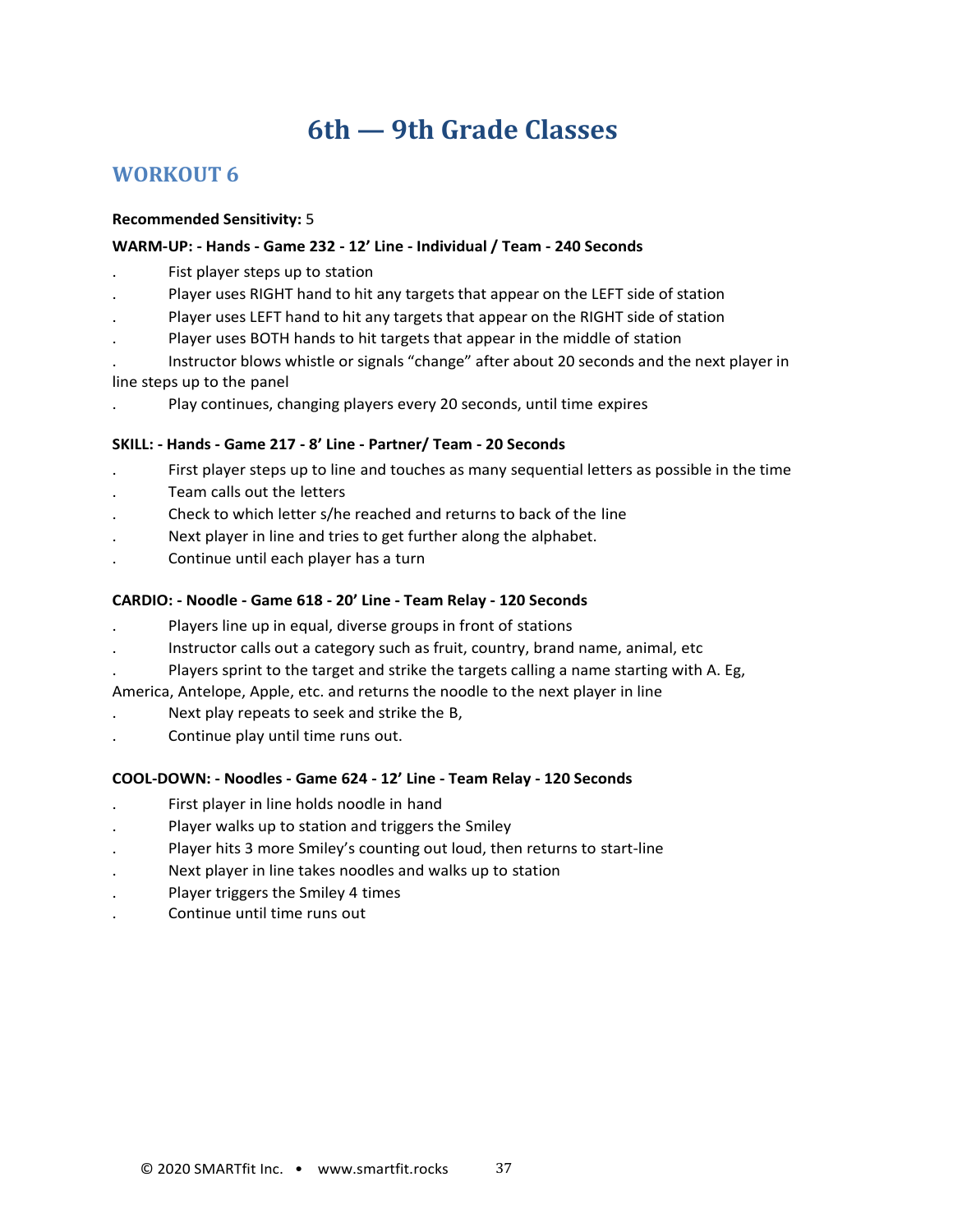# 6th — 9th Grade Classes

## WORKOUT 6

**Recommended Sensitivity:** 5

**WARM-UP: - Hands - Game 232 - 12' Line - Individual / Team - 240 Seconds**

- Fist player steps up to station
- Player uses RIGHT hand to hit any targets that appear on the LEFT side of station
- Player uses LEFT hand to hit any targets that appear on the RIGHT side of station
- Player uses BOTH hands to hit targets that appear in the middle of station
- Instructor blows whistle or signals "change" after about 20 seconds and the next player in line steps up to the panel
- Play continues, changing players every 20 seconds, until time expires

**SKILL: - Hands - Game 217 - 8' Line - Partner/ Team - 20 Seconds**

- First player steps up to line and touches as many sequential letters as possible in the time
- Team calls out the letters
- Check to which letter s/he reached and returns to back of the line
- Next player in line and tries to get further along the alphabet.
- Continue until each player has a turn

**CARDIO: - Noodle - Game 618 - 20' Line - Team Relay - 120 Seconds**

- Players line up in equal, diverse groups in front of stations
- Instructor calls out a category such as fruit, country, brand name, animal, etc
- Players sprint to the target and strike the targets calling a name starting with A. Eg, America, Antelope, Apple, etc. and returns the noodle to the next player in line
- Next play repeats to seek and strike the B,
- Continue play until time runs out.

**COOL-DOWN: - Noodles - Game 624 - 12' Line - Team Relay - 120 Seconds**

- First player in line holds noodle in hand
- Player walks up to station and triggers the Smiley
- Player hits 3 more Smiley's counting out loud, then returns to start-line
- Next player in line takes noodles and walks up to station
- Player triggers the Smiley 4 times
- Continue until time runs out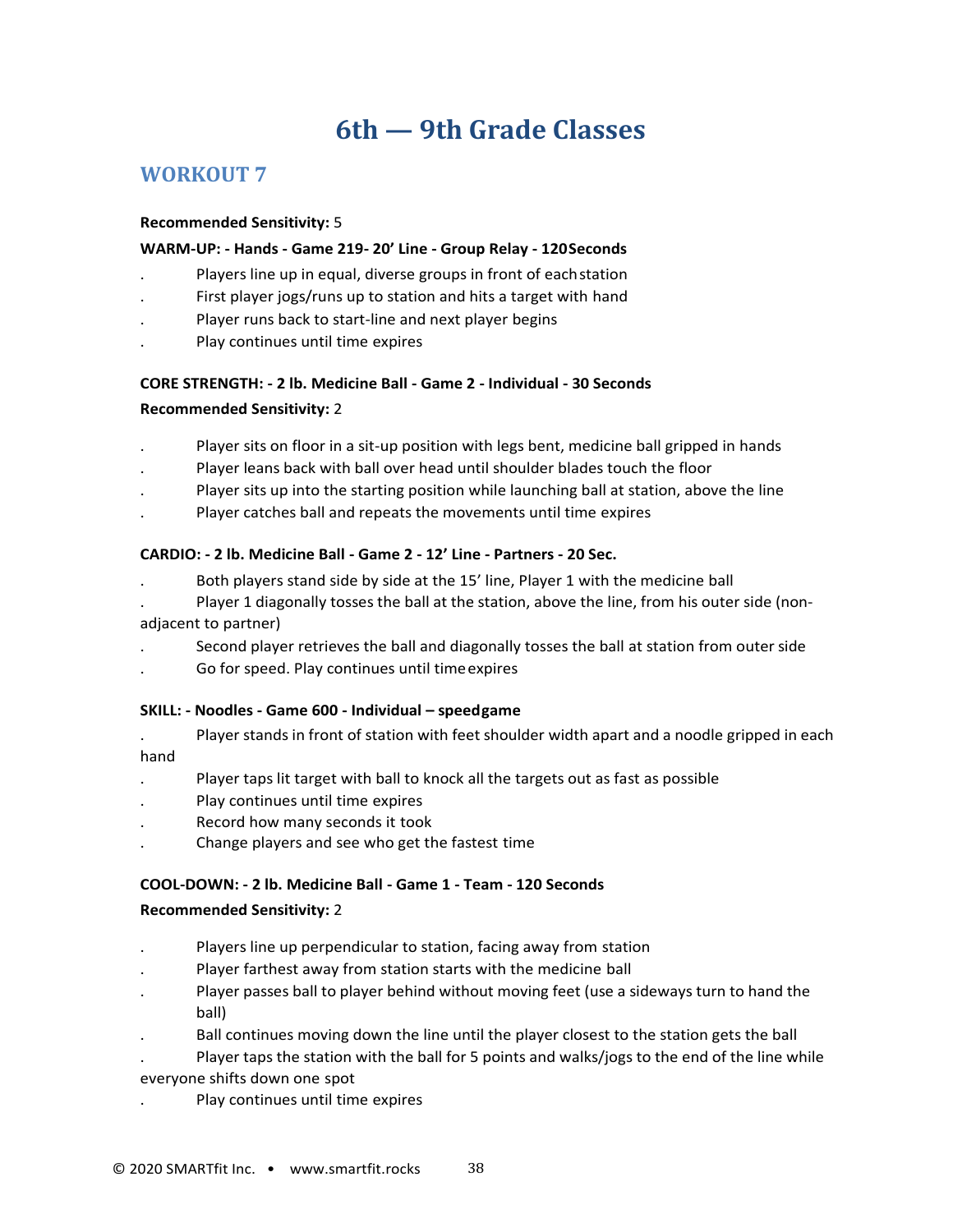# 6th — 9th Grade Classes

## WORKOUT 7

**Recommended Sensitivity:** 5

**WARM-UP: - Hands - Game 219- 20' Line - Group Relay - 120Seconds**

- Players line up in equal, diverse groups in front of eachstation
- First player jogs/runs up to station and hits a target with hand
- Player runs back to start-line and next player begins
- Play continues until time expires

**CORE STRENGTH: - 2 lb. Medicine Ball - Game 2 - Individual - 30 Seconds**

**Recommended Sensitivity:** 2

- Player sits on floor in a sit-up position with legs bent, medicine ball gripped in hands
- Player leans back with ball over head until shoulder blades touch the floor
- Player sits up into the starting position while launching ball at station, above the line
- Player catches ball and repeats the movements until time expires

**CARDIO: - 2 lb. Medicine Ball - Game 2 - 12' Line - Partners - 20 Sec.**

- Both players stand side by side at the 15' line, Player 1 with the medicine ball
- Player 1 diagonally tosses the ball at the station, above the line, from his outer side (non-adjacent to partner)
- Second player retrieves the ball and diagonally tosses the ball at station from outer side
- Go for speed. Play continues until timeexpires

**SKILL: - Noodles - Game 600 - Individual – speedgame**

- Player stands in front of station with feet shoulder width apart and a noodle gripped in each hand
- Player taps lit target with ball to knock all the targets out as fast as possible
- Play continues until time expires
- Record how many seconds it took
- Change players and see who get the fastest time

**COOL-DOWN: - 2 lb. Medicine Ball - Game 1 - Team - 120 Seconds**

**Recommended Sensitivity:** 2

- Players line up perpendicular to station, facing away from station
- Player farthest away from station starts with the medicine ball
- Player passes ball to player behind without moving feet (use a sideways turn to hand the ball)
- Ball continues moving down the line until the player closest to the station gets the ball
- Player taps the station with the ball for 5 points and walks/jogs to the end of the line while everyone shifts down one spot
- Play continues until time expires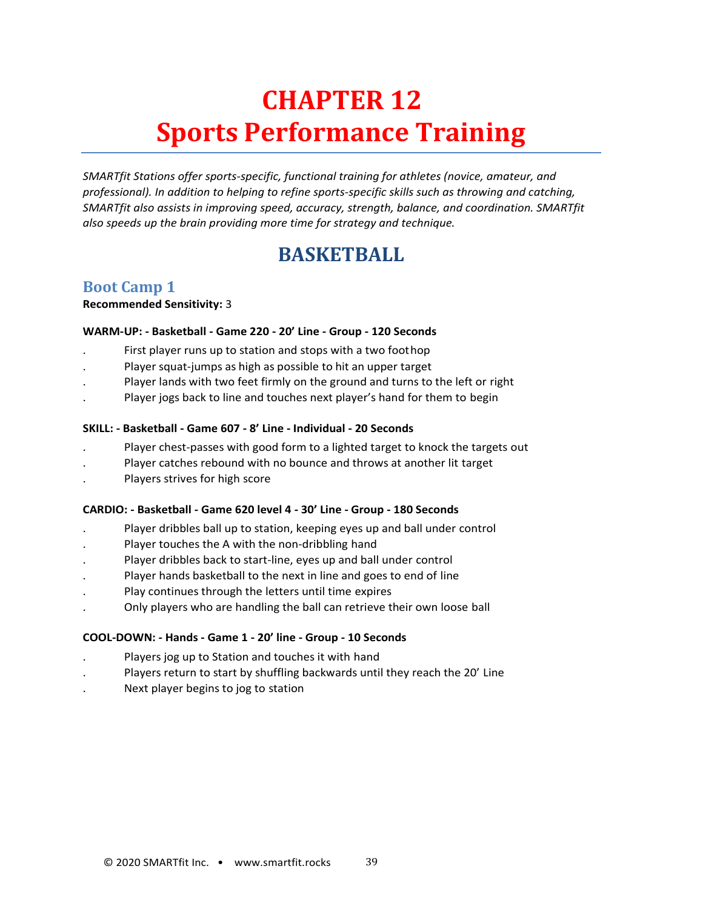# CHAPTER 12
# Sports Performance Training

*SMARTfit Stations offer sports-specific, functional training for athletes (novice, amateur, and professional). In addition to helping to refine sports-specific skills such as throwing and catching, SMARTfit also assists in improving speed, accuracy, strength, balance, and coordination. SMARTfit also speeds up the brain providing more time for strategy and technique.*

## BASKETBALL

### Boot Camp 1

**Recommended Sensitivity:** 3

**WARM-UP: - Basketball - Game 220 - 20' Line - Group - 120 Seconds**

- First player runs up to station and stops with a two foothop
- Player squat-jumps as high as possible to hit an upper target
- Player lands with two feet firmly on the ground and turns to the left or right
- Player jogs back to line and touches next player's hand for them to begin

**SKILL: - Basketball - Game 607 - 8' Line - Individual - 20 Seconds**

- Player chest-passes with good form to a lighted target to knock the targets out
- Player catches rebound with no bounce and throws at another lit target
- Players strives for high score

**CARDIO: - Basketball - Game 620 level 4 - 30' Line - Group - 180 Seconds**

- Player dribbles ball up to station, keeping eyes up and ball under control
- Player touches the A with the non-dribbling hand
- Player dribbles back to start-line, eyes up and ball under control
- Player hands basketball to the next in line and goes to end of line
- Play continues through the letters until time expires
- Only players who are handling the ball can retrieve their own loose ball

**COOL-DOWN: - Hands - Game 1 - 20' line - Group - 10 Seconds**

- Players jog up to Station and touches it with hand
- Players return to start by shuffling backwards until they reach the 20' Line
- Next player begins to jog to station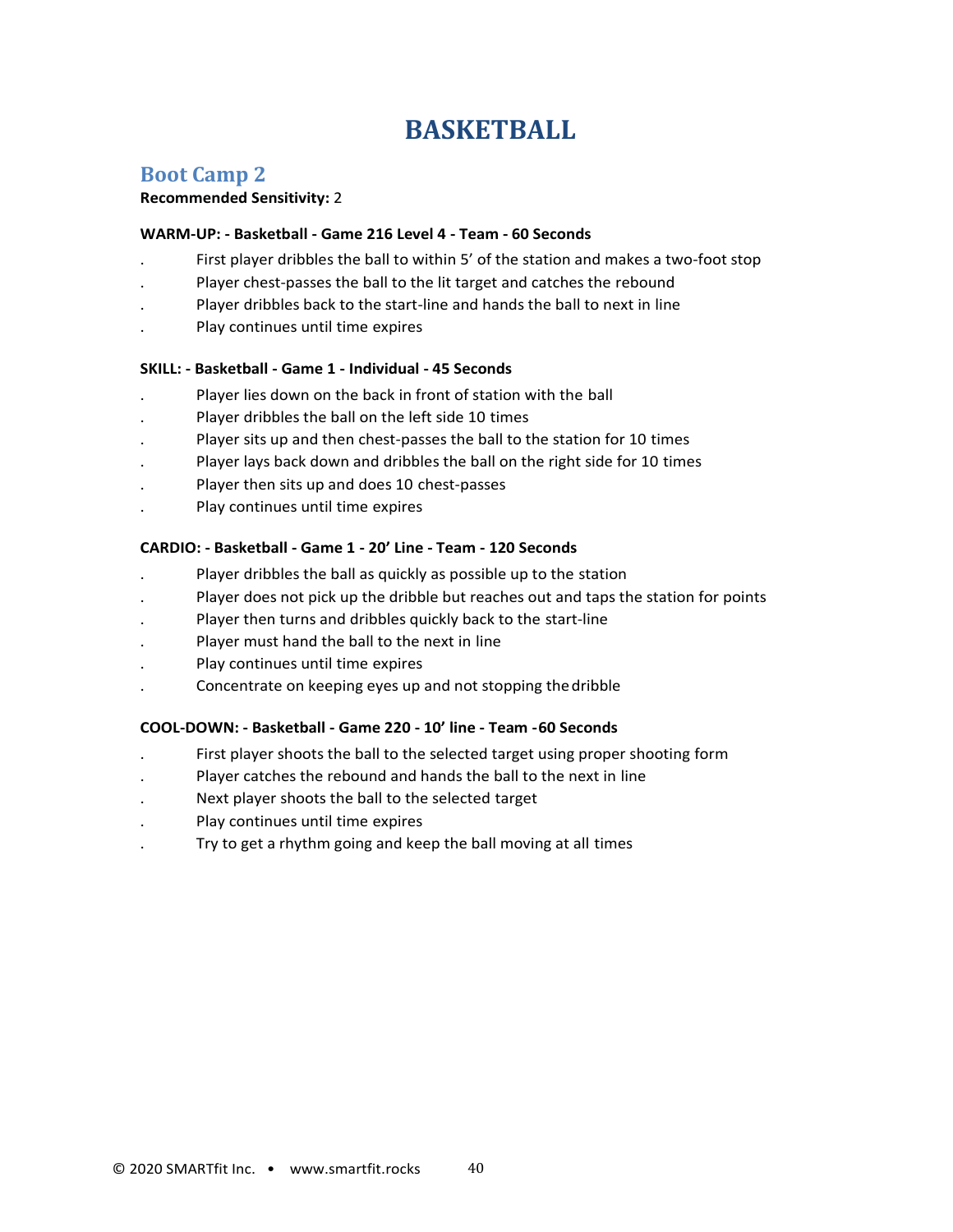# BASKETBALL

## Boot Camp 2

**Recommended Sensitivity:** 2

**WARM-UP: - Basketball - Game 216 Level 4 - Team - 60 Seconds**

- First player dribbles the ball to within 5' of the station and makes a two-foot stop
- Player chest-passes the ball to the lit target and catches the rebound
- Player dribbles back to the start-line and hands the ball to next in line
- Play continues until time expires

**SKILL: - Basketball - Game 1 - Individual - 45 Seconds**

- Player lies down on the back in front of station with the ball
- Player dribbles the ball on the left side 10 times
- Player sits up and then chest-passes the ball to the station for 10 times
- Player lays back down and dribbles the ball on the right side for 10 times
- Player then sits up and does 10 chest-passes
- Play continues until time expires

**CARDIO: - Basketball - Game 1 - 20' Line - Team - 120 Seconds**

- Player dribbles the ball as quickly as possible up to the station
- Player does not pick up the dribble but reaches out and taps the station for points
- Player then turns and dribbles quickly back to the start-line
- Player must hand the ball to the next in line
- Play continues until time expires
- Concentrate on keeping eyes up and not stopping the dribble

**COOL-DOWN: - Basketball - Game 220 - 10' line - Team -60 Seconds**

- First player shoots the ball to the selected target using proper shooting form
- Player catches the rebound and hands the ball to the next in line
- Next player shoots the ball to the selected target
- Play continues until time expires
- Try to get a rhythm going and keep the ball moving at all times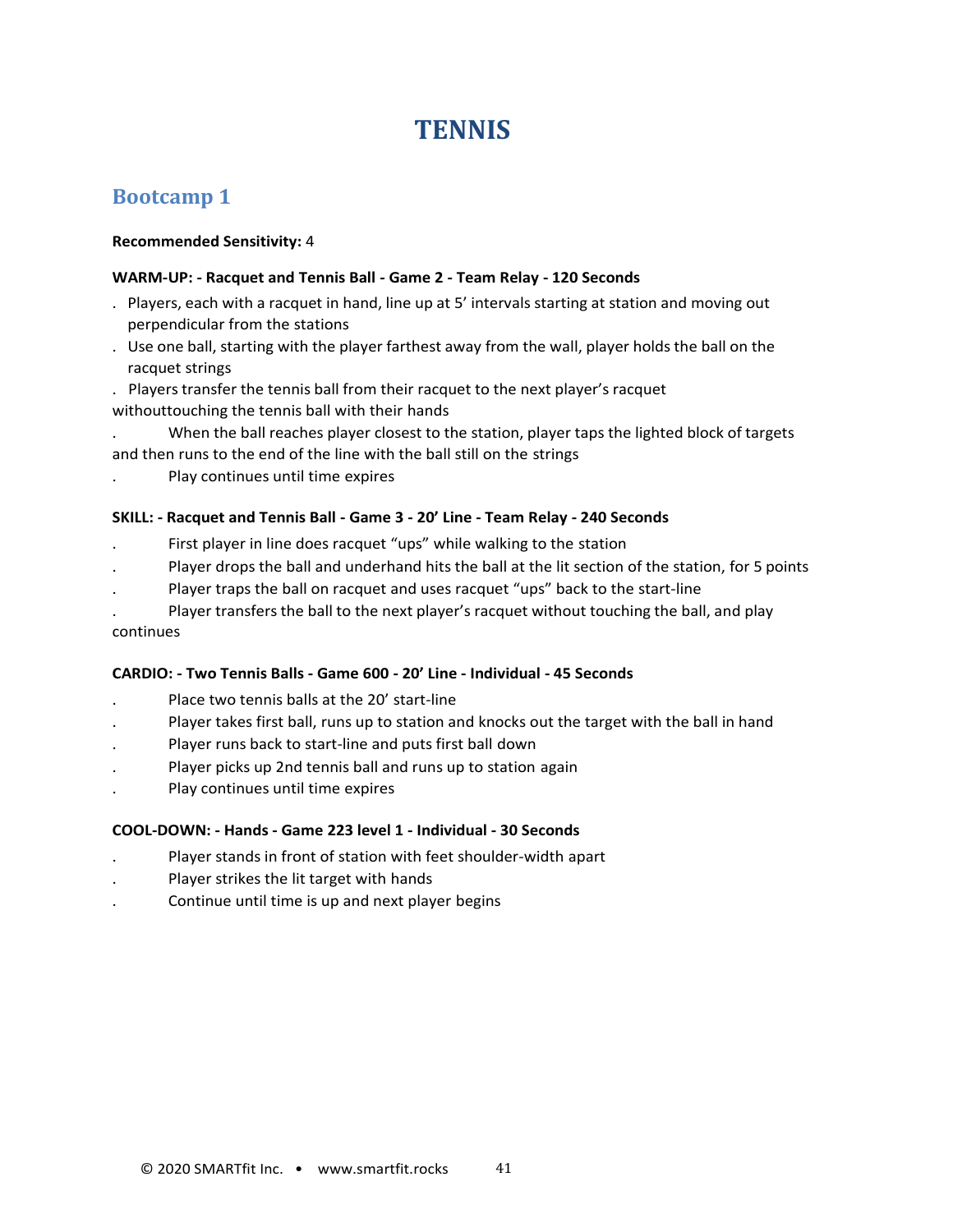# TENNIS

## Bootcamp 1

**Recommended Sensitivity:** 4

**WARM-UP: - Racquet and Tennis Ball - Game 2 - Team Relay - 120 Seconds**

- Players, each with a racquet in hand, line up at 5' intervals starting at station and moving out perpendicular from the stations
- Use one ball, starting with the player farthest away from the wall, player holds the ball on the racquet strings
- Players transfer the tennis ball from their racquet to the next player's racquet withouttouching the tennis ball with their hands
- When the ball reaches player closest to the station, player taps the lighted block of targets and then runs to the end of the line with the ball still on the strings
- Play continues until time expires

**SKILL: - Racquet and Tennis Ball - Game 3 - 20' Line - Team Relay - 240 Seconds**

- First player in line does racquet "ups" while walking to the station
- Player drops the ball and underhand hits the ball at the lit section of the station, for 5 points
- Player traps the ball on racquet and uses racquet "ups" back to the start-line
- Player transfers the ball to the next player's racquet without touching the ball, and play continues

**CARDIO: - Two Tennis Balls - Game 600 - 20' Line - Individual - 45 Seconds**

- Place two tennis balls at the 20' start-line
- Player takes first ball, runs up to station and knocks out the target with the ball in hand
- Player runs back to start-line and puts first ball down
- Player picks up 2nd tennis ball and runs up to station again
- Play continues until time expires

**COOL-DOWN: - Hands - Game 223 level 1 - Individual - 30 Seconds**

- Player stands in front of station with feet shoulder-width apart
- Player strikes the lit target with hands
- Continue until time is up and next player begins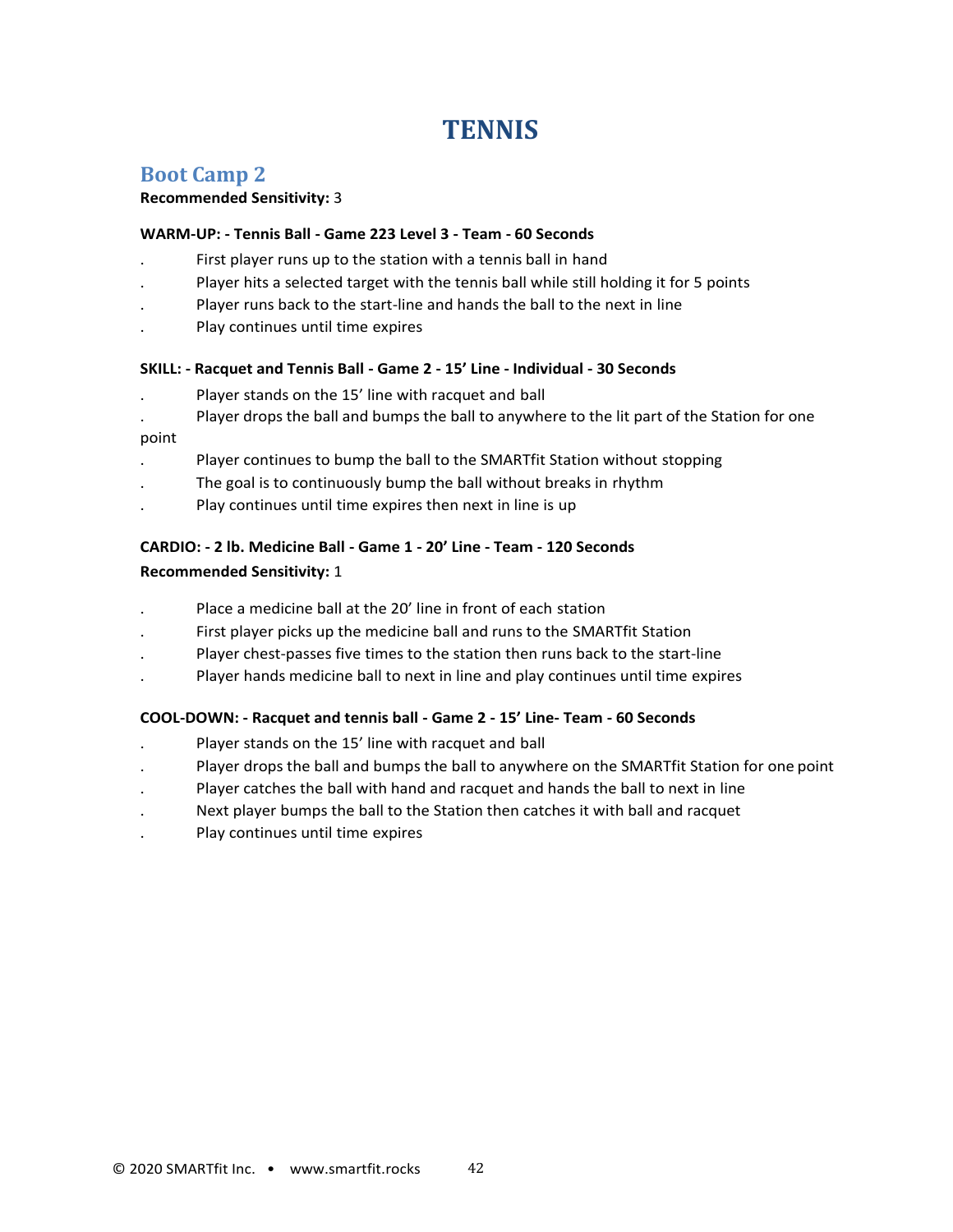# TENNIS

## Boot Camp 2

**Recommended Sensitivity:** 3

**WARM-UP: - Tennis Ball - Game 223 Level 3 - Team - 60 Seconds**

- First player runs up to the station with a tennis ball in hand
- Player hits a selected target with the tennis ball while still holding it for 5 points
- Player runs back to the start-line and hands the ball to the next in line
- Play continues until time expires

**SKILL: - Racquet and Tennis Ball - Game 2 - 15' Line - Individual - 30 Seconds**

- Player stands on the 15' line with racquet and ball
- Player drops the ball and bumps the ball to anywhere to the lit part of the Station for one point
- Player continues to bump the ball to the SMARTfit Station without stopping
- The goal is to continuously bump the ball without breaks in rhythm
- Play continues until time expires then next in line is up

**CARDIO: - 2 lb. Medicine Ball - Game 1 - 20' Line - Team - 120 Seconds**

**Recommended Sensitivity:** 1

- Place a medicine ball at the 20' line in front of each station
- First player picks up the medicine ball and runs to the SMARTfit Station
- Player chest-passes five times to the station then runs back to the start-line
- Player hands medicine ball to next in line and play continues until time expires

**COOL-DOWN: - Racquet and tennis ball - Game 2 - 15' Line- Team - 60 Seconds**

- Player stands on the 15' line with racquet and ball
- Player drops the ball and bumps the ball to anywhere on the SMARTfit Station for one point
- Player catches the ball with hand and racquet and hands the ball to next in line
- Next player bumps the ball to the Station then catches it with ball and racquet
- Play continues until time expires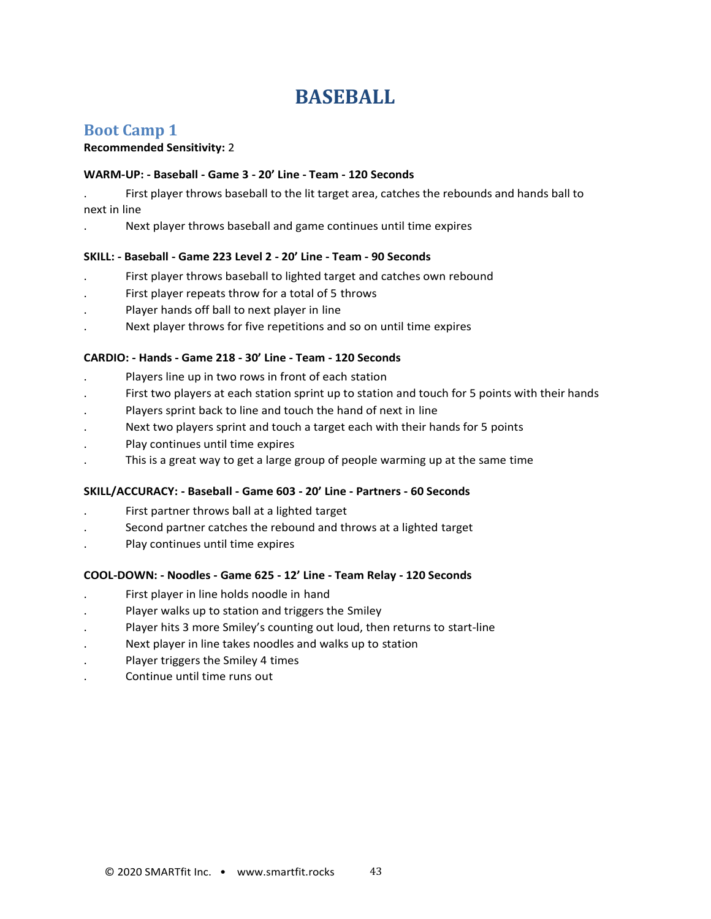# BASEBALL

## Boot Camp 1

**Recommended Sensitivity:** 2

**WARM-UP: - Baseball - Game 3 - 20' Line - Team - 120 Seconds**

- First player throws baseball to the lit target area, catches the rebounds and hands ball to next in line
- Next player throws baseball and game continues until time expires

**SKILL: - Baseball - Game 223 Level 2 - 20' Line - Team - 90 Seconds**

- First player throws baseball to lighted target and catches own rebound
- First player repeats throw for a total of 5 throws
- Player hands off ball to next player in line
- Next player throws for five repetitions and so on until time expires

**CARDIO: - Hands - Game 218 - 30' Line - Team - 120 Seconds**

- Players line up in two rows in front of each station
- First two players at each station sprint up to station and touch for 5 points with their hands
- Players sprint back to line and touch the hand of next in line
- Next two players sprint and touch a target each with their hands for 5 points
- Play continues until time expires
- This is a great way to get a large group of people warming up at the same time

**SKILL/ACCURACY: - Baseball - Game 603 - 20' Line - Partners - 60 Seconds**

- First partner throws ball at a lighted target
- Second partner catches the rebound and throws at a lighted target
- Play continues until time expires

**COOL-DOWN: - Noodles - Game 625 - 12' Line - Team Relay - 120 Seconds**

- First player in line holds noodle in hand
- Player walks up to station and triggers the Smiley
- Player hits 3 more Smiley's counting out loud, then returns to start-line
- Next player in line takes noodles and walks up to station
- Player triggers the Smiley 4 times
- Continue until time runs out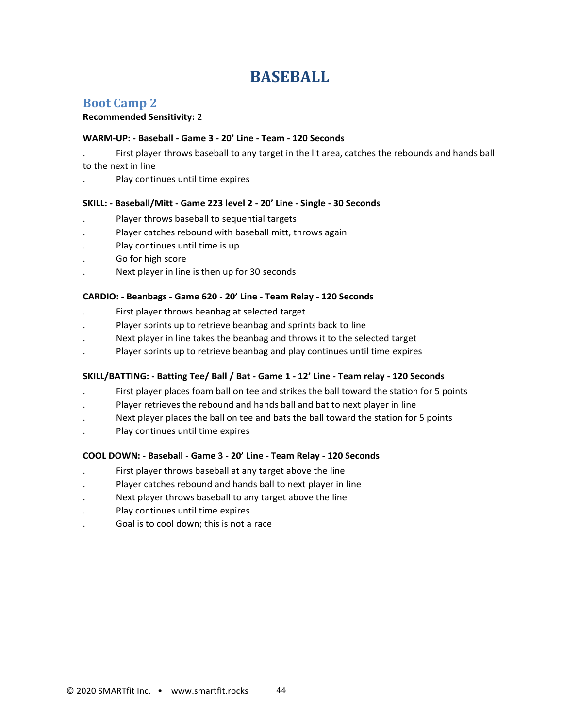# BASEBALL

## Boot Camp 2

**Recommended Sensitivity:** 2

**WARM-UP: - Baseball - Game 3 - 20' Line - Team - 120 Seconds**

- First player throws baseball to any target in the lit area, catches the rebounds and hands ball to the next in line
- Play continues until time expires

**SKILL: - Baseball/Mitt - Game 223 level 2 - 20' Line - Single - 30 Seconds**

- Player throws baseball to sequential targets
- Player catches rebound with baseball mitt, throws again
- Play continues until time is up
- Go for high score
- Next player in line is then up for 30 seconds

**CARDIO: - Beanbags - Game 620 - 20' Line - Team Relay - 120 Seconds**

- First player throws beanbag at selected target
- Player sprints up to retrieve beanbag and sprints back to line
- Next player in line takes the beanbag and throws it to the selected target
- Player sprints up to retrieve beanbag and play continues until time expires

**SKILL/BATTING: - Batting Tee/ Ball / Bat - Game 1 - 12' Line - Team relay - 120 Seconds**

- First player places foam ball on tee and strikes the ball toward the station for 5 points
- Player retrieves the rebound and hands ball and bat to next player in line
- Next player places the ball on tee and bats the ball toward the station for 5 points
- Play continues until time expires

**COOL DOWN: - Baseball - Game 3 - 20' Line - Team Relay - 120 Seconds**

- First player throws baseball at any target above the line
- Player catches rebound and hands ball to next player in line
- Next player throws baseball to any target above the line
- Play continues until time expires
- Goal is to cool down; this is not a race

© 2020 SMARTfit Inc. • www.smartfit.rocks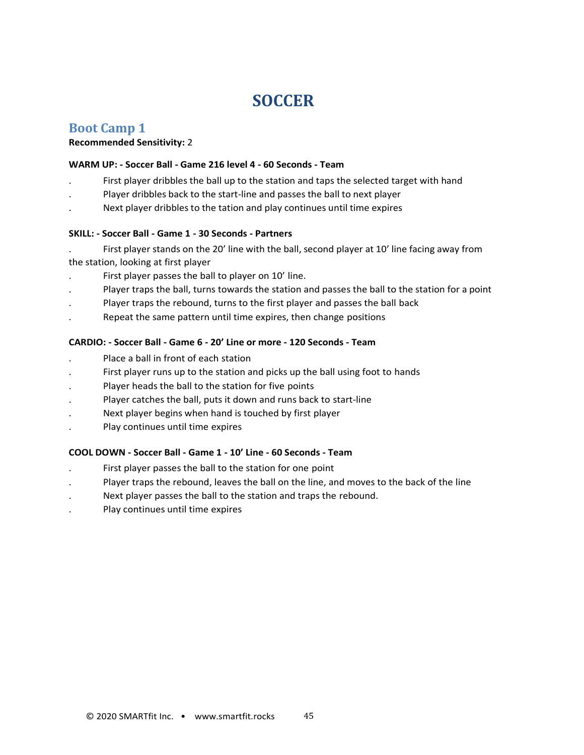# SOCCER

## Boot Camp 1

**Recommended Sensitivity:** 2

**WARM UP: - Soccer Ball - Game 216 level 4 - 60 Seconds - Team**

- First player dribbles the ball up to the station and taps the selected target with hand
- Player dribbles back to the start-line and passes the ball to next player
- Next player dribbles to the tation and play continues until time expires

**SKILL: - Soccer Ball - Game 1 - 30 Seconds - Partners**

- First player stands on the 20' line with the ball, second player at 10' line facing away from the station, looking at first player
- First player passes the ball to player on 10' line.
- Player traps the ball, turns towards the station and passes the ball to the station for a point
- Player traps the rebound, turns to the first player and passes the ball back
- Repeat the same pattern until time expires, then change positions

**CARDIO: - Soccer Ball - Game 6 - 20' Line or more - 120 Seconds - Team**

- Place a ball in front of each station
- First player runs up to the station and picks up the ball using foot to hands
- Player heads the ball to the station for five points
- Player catches the ball, puts it down and runs back to start-line
- Next player begins when hand is touched by first player
- Play continues until time expires

**COOL DOWN - Soccer Ball - Game 1 - 10' Line - 60 Seconds - Team**

- First player passes the ball to the station for one point
- Player traps the rebound, leaves the ball on the line, and moves to the back of the line
- Next player passes the ball to the station and traps the rebound.
- Play continues until time expires

© 2020 SMARTfit Inc. • www.smartfit.rocks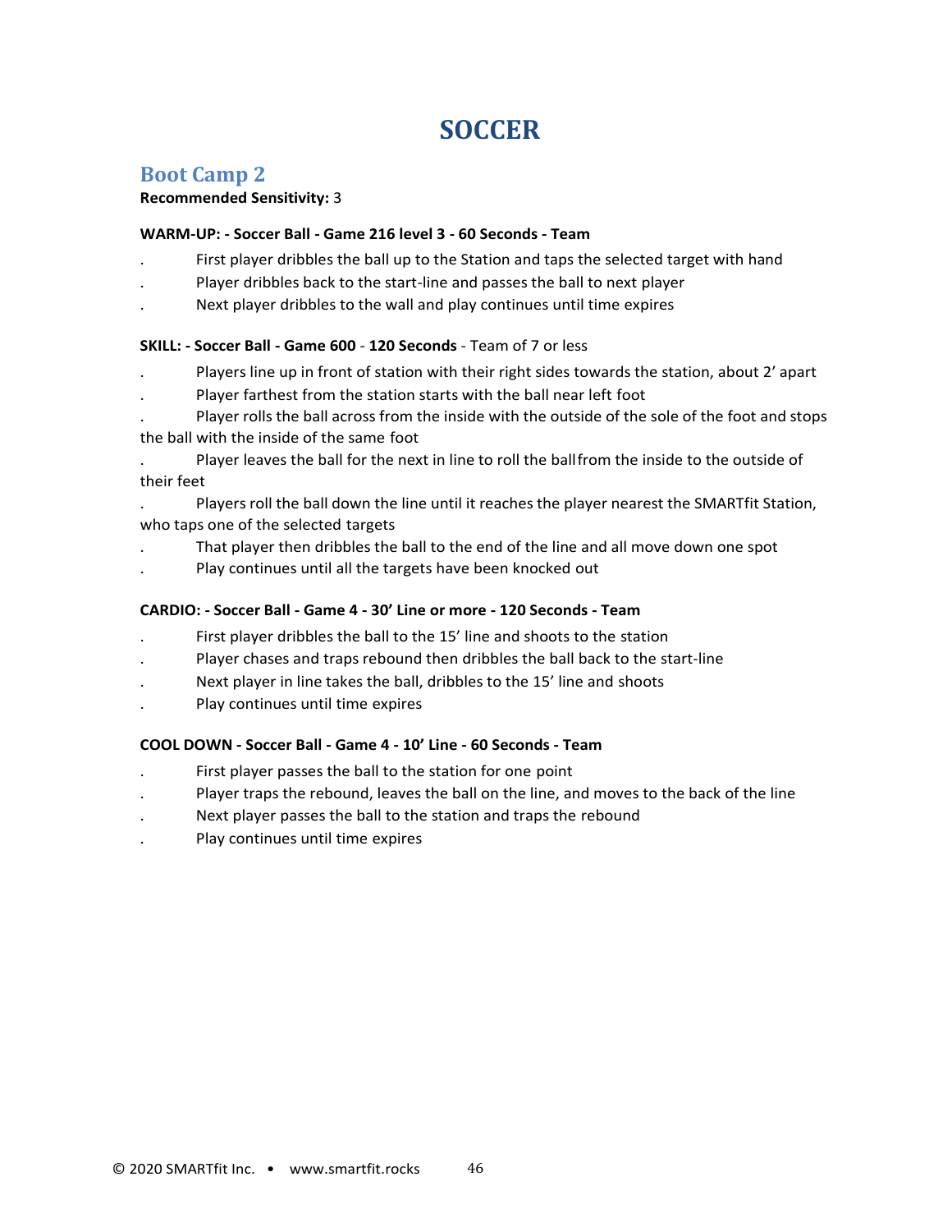# SOCCER

## Boot Camp 2

**Recommended Sensitivity:** 3

**WARM-UP: - Soccer Ball - Game 216 level 3 - 60 Seconds - Team**

- First player dribbles the ball up to the Station and taps the selected target with hand
- Player dribbles back to the start-line and passes the ball to next player
- Next player dribbles to the wall and play continues until time expires

**SKILL: - Soccer Ball - Game 600** - **120 Seconds** - Team of 7 or less

- Players line up in front of station with their right sides towards the station, about 2' apart
- Player farthest from the station starts with the ball near left foot
- Player rolls the ball across from the inside with the outside of the sole of the foot and stops the ball with the inside of the same foot
- Player leaves the ball for the next in line to roll the ballfrom the inside to the outside of their feet
- Players roll the ball down the line until it reaches the player nearest the SMARTfit Station, who taps one of the selected targets
- That player then dribbles the ball to the end of the line and all move down one spot
- Play continues until all the targets have been knocked out

**CARDIO: - Soccer Ball - Game 4 - 30' Line or more - 120 Seconds - Team**

- First player dribbles the ball to the 15' line and shoots to the station
- Player chases and traps rebound then dribbles the ball back to the start-line
- Next player in line takes the ball, dribbles to the 15' line and shoots
- Play continues until time expires

**COOL DOWN - Soccer Ball - Game 4 - 10' Line - 60 Seconds - Team**

- First player passes the ball to the station for one point
- Player traps the rebound, leaves the ball on the line, and moves to the back of the line
- Next player passes the ball to the station and traps the rebound
- Play continues until time expires